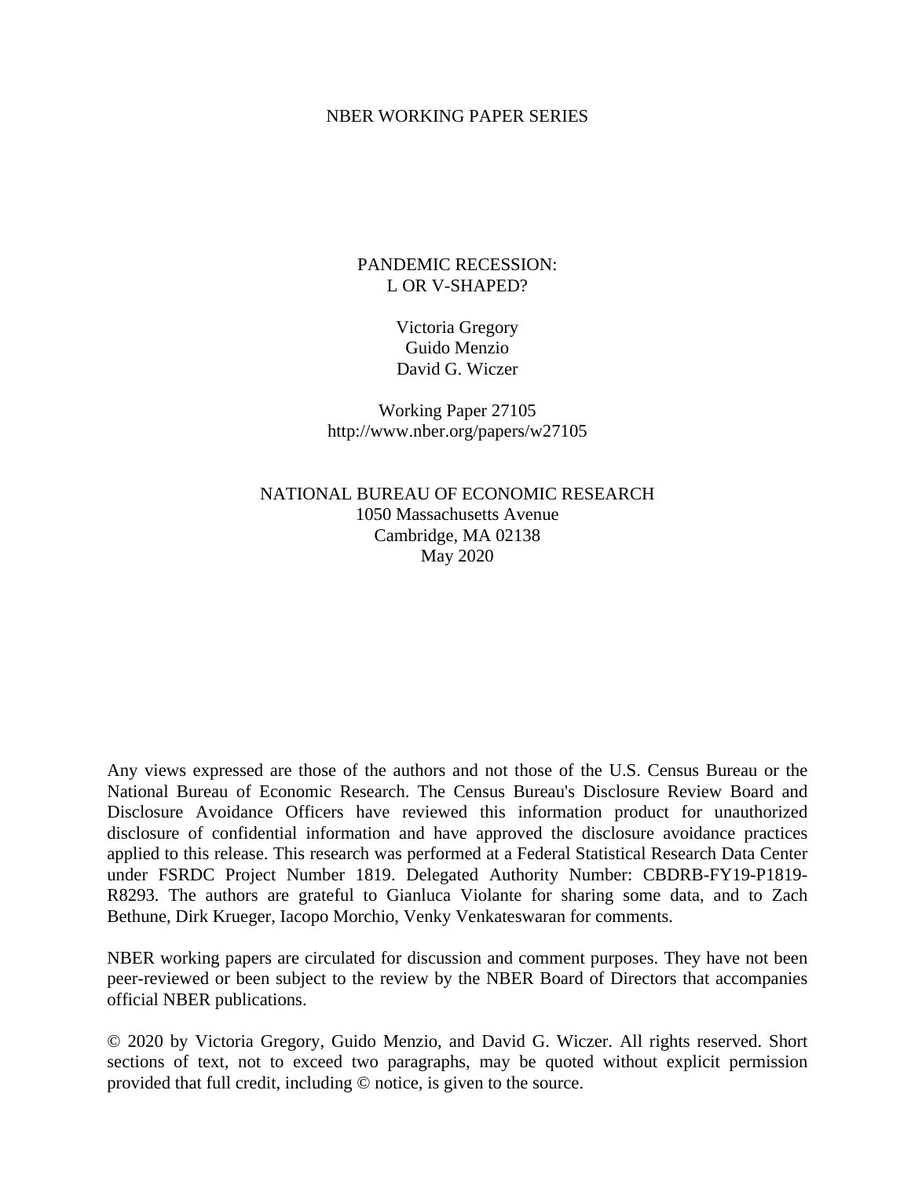NBER WORKING PAPER SERIES

# PANDEMIC RECESSION:
# L OR V-SHAPED?

Victoria Gregory
Guido Menzio
David G. Wiczer

Working Paper 27105
http://www.nber.org/papers/w27105

NATIONAL BUREAU OF ECONOMIC RESEARCH
1050 Massachusetts Avenue
Cambridge, MA 02138
May 2020

Any views expressed are those of the authors and not those of the U.S. Census Bureau or the National Bureau of Economic Research. The Census Bureau's Disclosure Review Board and Disclosure Avoidance Officers have reviewed this information product for unauthorized disclosure of confidential information and have approved the disclosure avoidance practices applied to this release. This research was performed at a Federal Statistical Research Data Center under FSRDC Project Number 1819. Delegated Authority Number: CBDRB-FY19-P1819-R8293. The authors are grateful to Gianluca Violante for sharing some data, and to Zach Bethune, Dirk Krueger, Iacopo Morchio, Venky Venkateswaran for comments.

NBER working papers are circulated for discussion and comment purposes. They have not been peer-reviewed or been subject to the review by the NBER Board of Directors that accompanies official NBER publications.

© 2020 by Victoria Gregory, Guido Menzio, and David G. Wiczer. All rights reserved. Short sections of text, not to exceed two paragraphs, may be quoted without explicit permission provided that full credit, including © notice, is given to the source.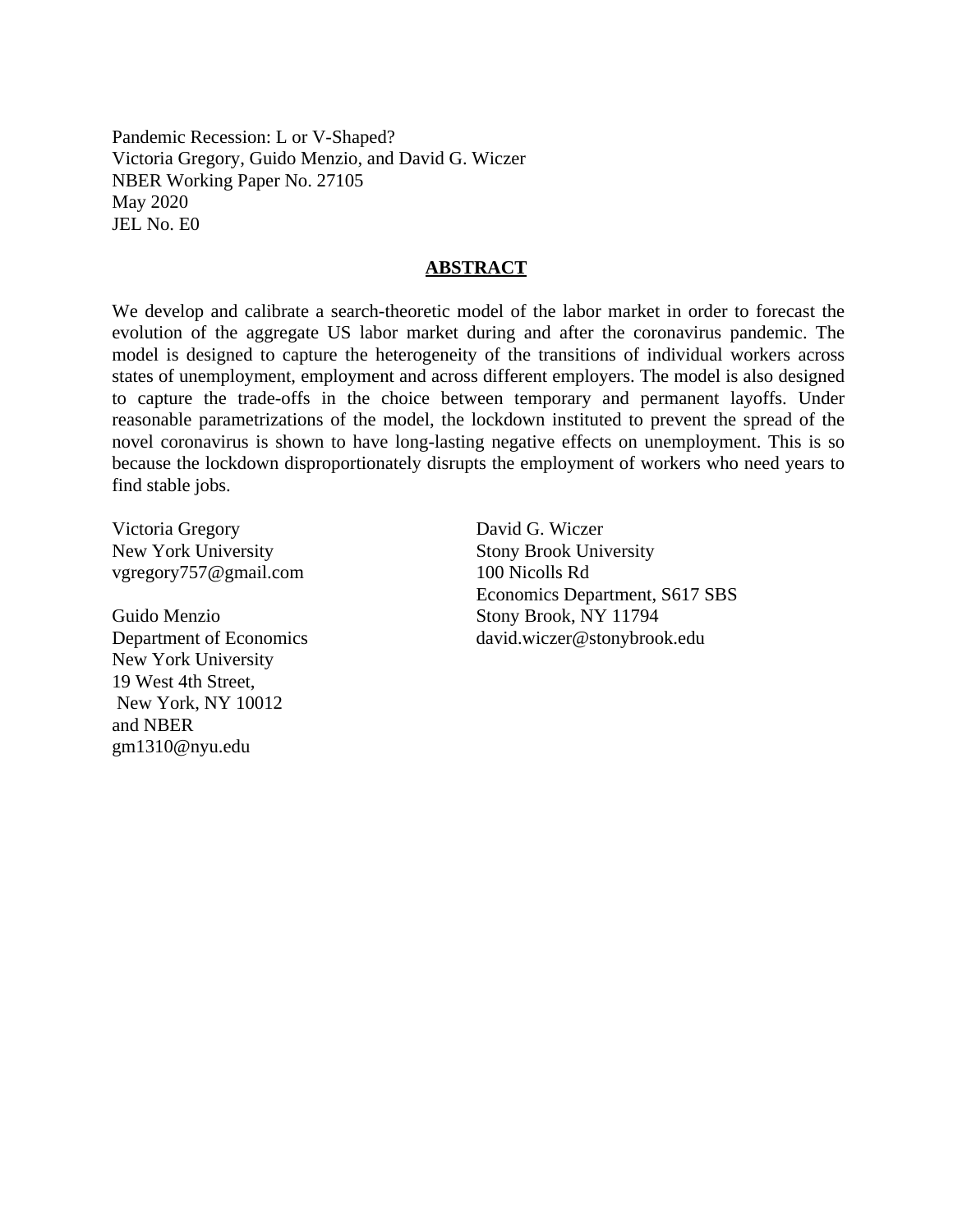Pandemic Recession: L or V-Shaped?
Victoria Gregory, Guido Menzio, and David G. Wiczer
NBER Working Paper No. 27105
May 2020
JEL No. E0

## ABSTRACT

We develop and calibrate a search-theoretic model of the labor market in order to forecast the evolution of the aggregate US labor market during and after the coronavirus pandemic. The model is designed to capture the heterogeneity of the transitions of individual workers across states of unemployment, employment and across different employers. The model is also designed to capture the trade-offs in the choice between temporary and permanent layoffs. Under reasonable parametrizations of the model, the lockdown instituted to prevent the spread of the novel coronavirus is shown to have long-lasting negative effects on unemployment. This is so because the lockdown disproportionately disrupts the employment of workers who need years to find stable jobs.

Victoria Gregory
New York University
vgregory757@gmail.com

Guido Menzio
Department of Economics
New York University
19 West 4th Street,
New York, NY 10012
and NBER
gm1310@nyu.edu

David G. Wiczer
Stony Brook University
100 Nicolls Rd
Economics Department, S617 SBS
Stony Brook, NY 11794
david.wiczer@stonybrook.edu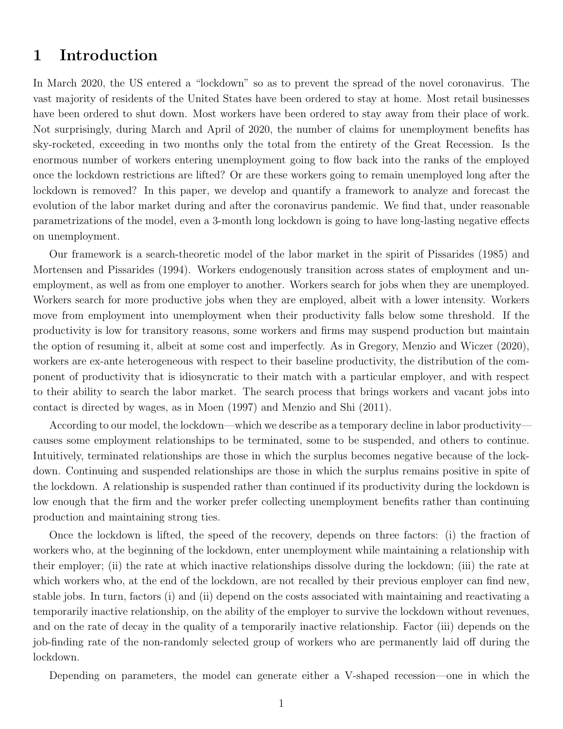# 1 Introduction

In March 2020, the US entered a "lockdown" so as to prevent the spread of the novel coronavirus. The vast majority of residents of the United States have been ordered to stay at home. Most retail businesses have been ordered to shut down. Most workers have been ordered to stay away from their place of work. Not surprisingly, during March and April of 2020, the number of claims for unemployment benefits has sky-rocketed, exceeding in two months only the total from the entirety of the Great Recession. Is the enormous number of workers entering unemployment going to flow back into the ranks of the employed once the lockdown restrictions are lifted? Or are these workers going to remain unemployed long after the lockdown is removed? In this paper, we develop and quantify a framework to analyze and forecast the evolution of the labor market during and after the coronavirus pandemic. We find that, under reasonable parametrizations of the model, even a 3-month long lockdown is going to have long-lasting negative effects on unemployment.

Our framework is a search-theoretic model of the labor market in the spirit of Pissarides (1985) and Mortensen and Pissarides (1994). Workers endogenously transition across states of employment and unemployment, as well as from one employer to another. Workers search for jobs when they are unemployed. Workers search for more productive jobs when they are employed, albeit with a lower intensity. Workers move from employment into unemployment when their productivity falls below some threshold. If the productivity is low for transitory reasons, some workers and firms may suspend production but maintain the option of resuming it, albeit at some cost and imperfectly. As in Gregory, Menzio and Wiczer (2020), workers are ex-ante heterogeneous with respect to their baseline productivity, the distribution of the component of productivity that is idiosyncratic to their match with a particular employer, and with respect to their ability to search the labor market. The search process that brings workers and vacant jobs into contact is directed by wages, as in Moen (1997) and Menzio and Shi (2011).

According to our model, the lockdown—which we describe as a temporary decline in labor productivity—causes some employment relationships to be terminated, some to be suspended, and others to continue. Intuitively, terminated relationships are those in which the surplus becomes negative because of the lockdown. Continuing and suspended relationships are those in which the surplus remains positive in spite of the lockdown. A relationship is suspended rather than continued if its productivity during the lockdown is low enough that the firm and the worker prefer collecting unemployment benefits rather than continuing production and maintaining strong ties.

Once the lockdown is lifted, the speed of the recovery, depends on three factors: (i) the fraction of workers who, at the beginning of the lockdown, enter unemployment while maintaining a relationship with their employer; (ii) the rate at which inactive relationships dissolve during the lockdown; (iii) the rate at which workers who, at the end of the lockdown, are not recalled by their previous employer can find new, stable jobs. In turn, factors (i) and (ii) depend on the costs associated with maintaining and reactivating a temporarily inactive relationship, on the ability of the employer to survive the lockdown without revenues, and on the rate of decay in the quality of a temporarily inactive relationship. Factor (iii) depends on the job-finding rate of the non-randomly selected group of workers who are permanently laid off during the lockdown.

Depending on parameters, the model can generate either a V-shaped recession—one in which the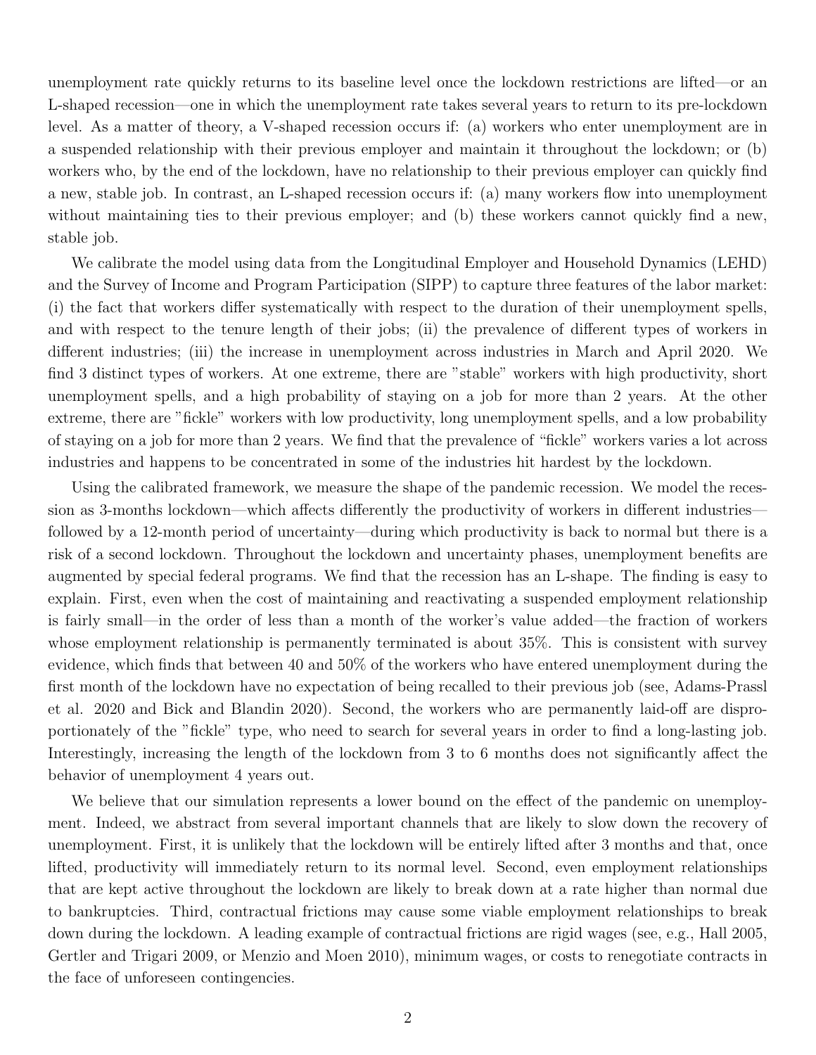unemployment rate quickly returns to its baseline level once the lockdown restrictions are lifted—or an L-shaped recession—one in which the unemployment rate takes several years to return to its pre-lockdown level. As a matter of theory, a V-shaped recession occurs if: (a) workers who enter unemployment are in a suspended relationship with their previous employer and maintain it throughout the lockdown; or (b) workers who, by the end of the lockdown, have no relationship to their previous employer can quickly find a new, stable job. In contrast, an L-shaped recession occurs if: (a) many workers flow into unemployment without maintaining ties to their previous employer; and (b) these workers cannot quickly find a new, stable job.

We calibrate the model using data from the Longitudinal Employer and Household Dynamics (LEHD) and the Survey of Income and Program Participation (SIPP) to capture three features of the labor market: (i) the fact that workers differ systematically with respect to the duration of their unemployment spells, and with respect to the tenure length of their jobs; (ii) the prevalence of different types of workers in different industries; (iii) the increase in unemployment across industries in March and April 2020. We find 3 distinct types of workers. At one extreme, there are "stable" workers with high productivity, short unemployment spells, and a high probability of staying on a job for more than 2 years. At the other extreme, there are "fickle" workers with low productivity, long unemployment spells, and a low probability of staying on a job for more than 2 years. We find that the prevalence of "fickle" workers varies a lot across industries and happens to be concentrated in some of the industries hit hardest by the lockdown.

Using the calibrated framework, we measure the shape of the pandemic recession. We model the recession as 3-months lockdown—which affects differently the productivity of workers in different industries—followed by a 12-month period of uncertainty—during which productivity is back to normal but there is a risk of a second lockdown. Throughout the lockdown and uncertainty phases, unemployment benefits are augmented by special federal programs. We find that the recession has an L-shape. The finding is easy to explain. First, even when the cost of maintaining and reactivating a suspended employment relationship is fairly small—in the order of less than a month of the worker's value added—the fraction of workers whose employment relationship is permanently terminated is about 35%. This is consistent with survey evidence, which finds that between 40 and 50% of the workers who have entered unemployment during the first month of the lockdown have no expectation of being recalled to their previous job (see, Adams-Prassl et al. 2020 and Bick and Blandin 2020). Second, the workers who are permanently laid-off are disproportionately of the "fickle" type, who need to search for several years in order to find a long-lasting job. Interestingly, increasing the length of the lockdown from 3 to 6 months does not significantly affect the behavior of unemployment 4 years out.

We believe that our simulation represents a lower bound on the effect of the pandemic on unemployment. Indeed, we abstract from several important channels that are likely to slow down the recovery of unemployment. First, it is unlikely that the lockdown will be entirely lifted after 3 months and that, once lifted, productivity will immediately return to its normal level. Second, even employment relationships that are kept active throughout the lockdown are likely to break down at a rate higher than normal due to bankruptcies. Third, contractual frictions may cause some viable employment relationships to break down during the lockdown. A leading example of contractual frictions are rigid wages (see, e.g., Hall 2005, Gertler and Trigari 2009, or Menzio and Moen 2010), minimum wages, or costs to renegotiate contracts in the face of unforeseen contingencies.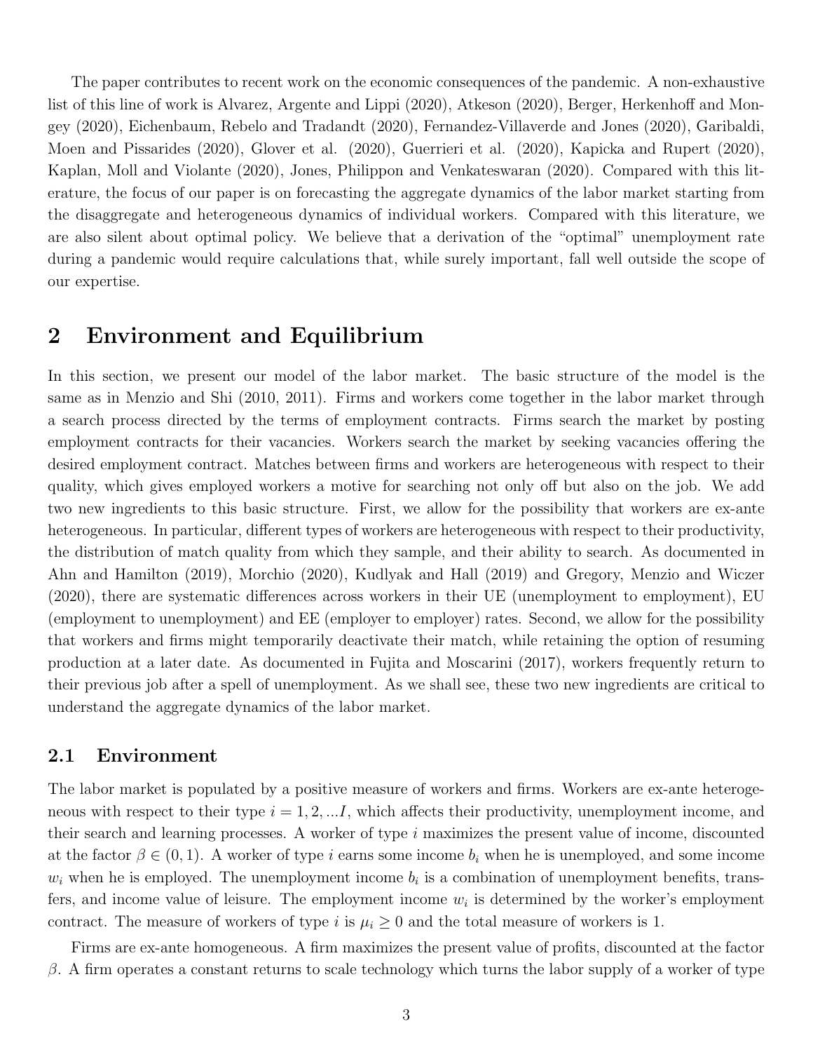The paper contributes to recent work on the economic consequences of the pandemic. A non-exhaustive list of this line of work is Alvarez, Argente and Lippi (2020), Atkeson (2020), Berger, Herkenhoff and Mongey (2020), Eichenbaum, Rebelo and Tradandt (2020), Fernandez-Villaverde and Jones (2020), Garibaldi, Moen and Pissarides (2020), Glover et al. (2020), Guerrieri et al. (2020), Kapicka and Rupert (2020), Kaplan, Moll and Violante (2020), Jones, Philippon and Venkateswaran (2020). Compared with this literature, the focus of our paper is on forecasting the aggregate dynamics of the labor market starting from the disaggregate and heterogeneous dynamics of individual workers. Compared with this literature, we are also silent about optimal policy. We believe that a derivation of the "optimal" unemployment rate during a pandemic would require calculations that, while surely important, fall well outside the scope of our expertise.

## 2 Environment and Equilibrium

In this section, we present our model of the labor market. The basic structure of the model is the same as in Menzio and Shi (2010, 2011). Firms and workers come together in the labor market through a search process directed by the terms of employment contracts. Firms search the market by posting employment contracts for their vacancies. Workers search the market by seeking vacancies offering the desired employment contract. Matches between firms and workers are heterogeneous with respect to their quality, which gives employed workers a motive for searching not only off but also on the job. We add two new ingredients to this basic structure. First, we allow for the possibility that workers are ex-ante heterogeneous. In particular, different types of workers are heterogeneous with respect to their productivity, the distribution of match quality from which they sample, and their ability to search. As documented in Ahn and Hamilton (2019), Morchio (2020), Kudlyak and Hall (2019) and Gregory, Menzio and Wiczer (2020), there are systematic differences across workers in their UE (unemployment to employment), EU (employment to unemployment) and EE (employer to employer) rates. Second, we allow for the possibility that workers and firms might temporarily deactivate their match, while retaining the option of resuming production at a later date. As documented in Fujita and Moscarini (2017), workers frequently return to their previous job after a spell of unemployment. As we shall see, these two new ingredients are critical to understand the aggregate dynamics of the labor market.

### 2.1 Environment

The labor market is populated by a positive measure of workers and firms. Workers are ex-ante heterogeneous with respect to their type $i = 1, 2, ...I$, which affects their productivity, unemployment income, and their search and learning processes. A worker of type $i$ maximizes the present value of income, discounted at the factor $\beta \in (0, 1)$. A worker of type $i$ earns some income $b_i$ when he is unemployed, and some income $w_i$ when he is employed. The unemployment income $b_i$ is a combination of unemployment benefits, transfers, and income value of leisure. The employment income $w_i$ is determined by the worker's employment contract. The measure of workers of type $i$ is $\mu_i \geq 0$ and the total measure of workers is 1.

Firms are ex-ante homogeneous. A firm maximizes the present value of profits, discounted at the factor $\beta$. A firm operates a constant returns to scale technology which turns the labor supply of a worker of type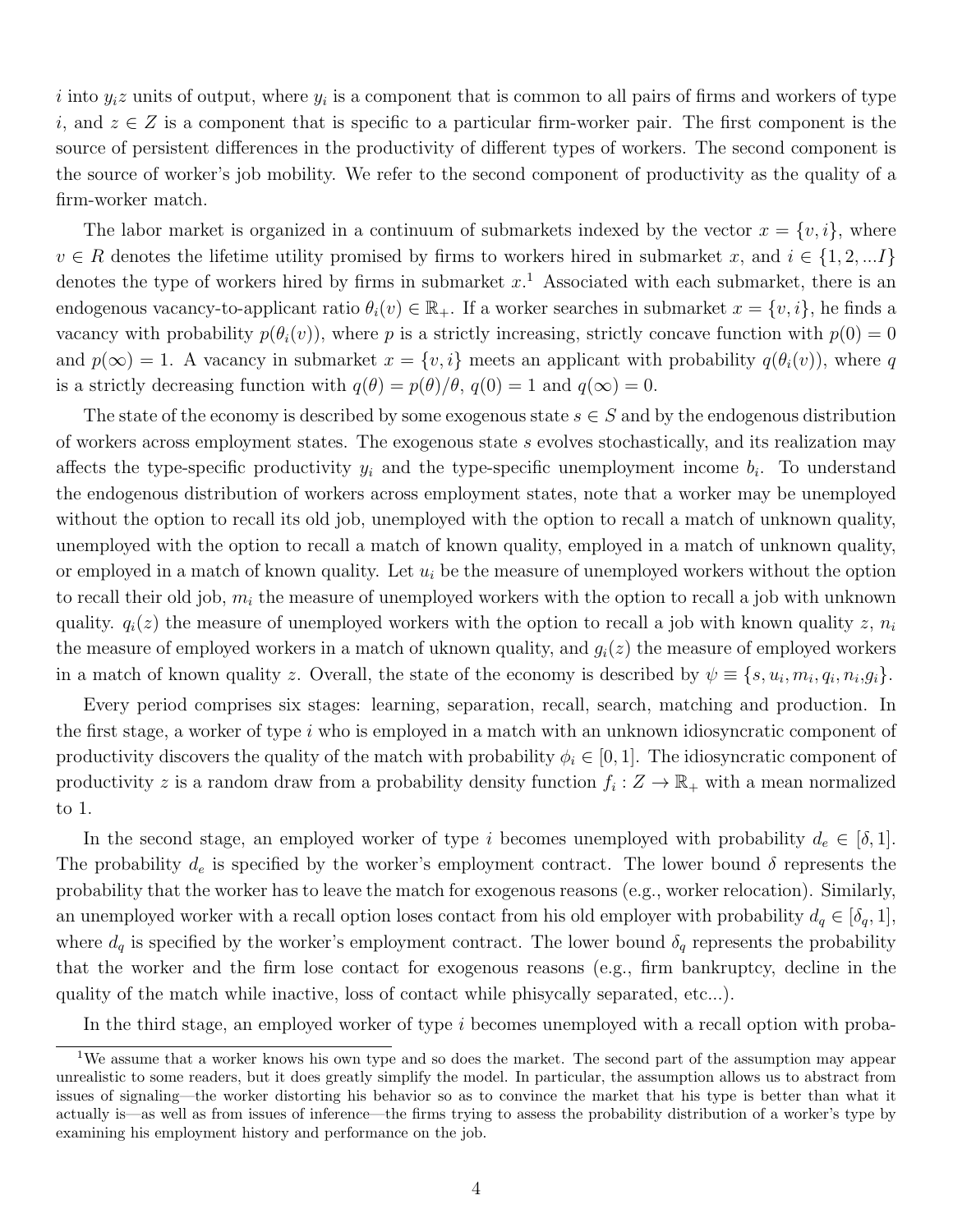$i$ into $y_i z$ units of output, where $y_i$ is a component that is common to all pairs of firms and workers of type $i$, and $z \in Z$ is a component that is specific to a particular firm-worker pair. The first component is the source of persistent differences in the productivity of different types of workers. The second component is the source of worker's job mobility. We refer to the second component of productivity as the quality of a firm-worker match.

The labor market is organized in a continuum of submarkets indexed by the vector $x = \{v, i\}$, where $v \in R$ denotes the lifetime utility promised by firms to workers hired in submarket $x$, and $i \in \{1, 2, ...I\}$ denotes the type of workers hired by firms in submarket $x$.[1] Associated with each submarket, there is an endogenous vacancy-to-applicant ratio $\theta_i(v) \in \mathbb{R}_+$. If a worker searches in submarket $x = \{v, i\}$, he finds a vacancy with probability $p(\theta_i(v))$, where $p$ is a strictly increasing, strictly concave function with $p(0) = 0$ and $p(\infty) = 1$. A vacancy in submarket $x = \{v, i\}$ meets an applicant with probability $q(\theta_i(v))$, where $q$ is a strictly decreasing function with $q(\theta) = p(\theta)/\theta$, $q(0) = 1$ and $q(\infty) = 0$.

The state of the economy is described by some exogenous state $s \in S$ and by the endogenous distribution of workers across employment states. The exogenous state $s$ evolves stochastically, and its realization may affects the type-specific productivity $y_i$ and the type-specific unemployment income $b_i$. To understand the endogenous distribution of workers across employment states, note that a worker may be unemployed without the option to recall its old job, unemployed with the option to recall a match of unknown quality, unemployed with the option to recall a match of known quality, employed in a match of unknown quality, or employed in a match of known quality. Let $u_i$ be the measure of unemployed workers without the option to recall their old job, $m_i$ the measure of unemployed workers with the option to recall a job with unknown quality. $q_i(z)$ the measure of unemployed workers with the option to recall a job with known quality $z$, $n_i$ the measure of employed workers in a match of uknown quality, and $g_i(z)$ the measure of employed workers in a match of known quality $z$. Overall, the state of the economy is described by $\psi \equiv \{s, u_i, m_i, q_i, n_i, g_i\}$.

Every period comprises six stages: learning, separation, recall, search, matching and production. In the first stage, a worker of type $i$ who is employed in a match with an unknown idiosyncratic component of productivity discovers the quality of the match with probability $\phi_i \in [0, 1]$. The idiosyncratic component of productivity $z$ is a random draw from a probability density function $f_i : Z \to \mathbb{R}_+$ with a mean normalized to 1.

In the second stage, an employed worker of type $i$ becomes unemployed with probability $d_e \in [\delta, 1]$. The probability $d_e$ is specified by the worker's employment contract. The lower bound $\delta$ represents the probability that the worker has to leave the match for exogenous reasons (e.g., worker relocation). Similarly, an unemployed worker with a recall option loses contact from his old employer with probability $d_q \in [\delta_q, 1]$, where $d_q$ is specified by the worker's employment contract. The lower bound $\delta_q$ represents the probability that the worker and the firm lose contact for exogenous reasons (e.g., firm bankruptcy, decline in the quality of the match while inactive, loss of contact while phisycally separated, etc...).

In the third stage, an employed worker of type $i$ becomes unemployed with a recall option with proba-

[1] We assume that a worker knows his own type and so does the market. The second part of the assumption may appear unrealistic to some readers, but it does greatly simplify the model. In particular, the assumption allows us to abstract from issues of signaling—the worker distorting his behavior so as to convince the market that his type is better than what it actually is—as well as from issues of inference—the firms trying to assess the probability distribution of a worker's type by examining his employment history and performance on the job.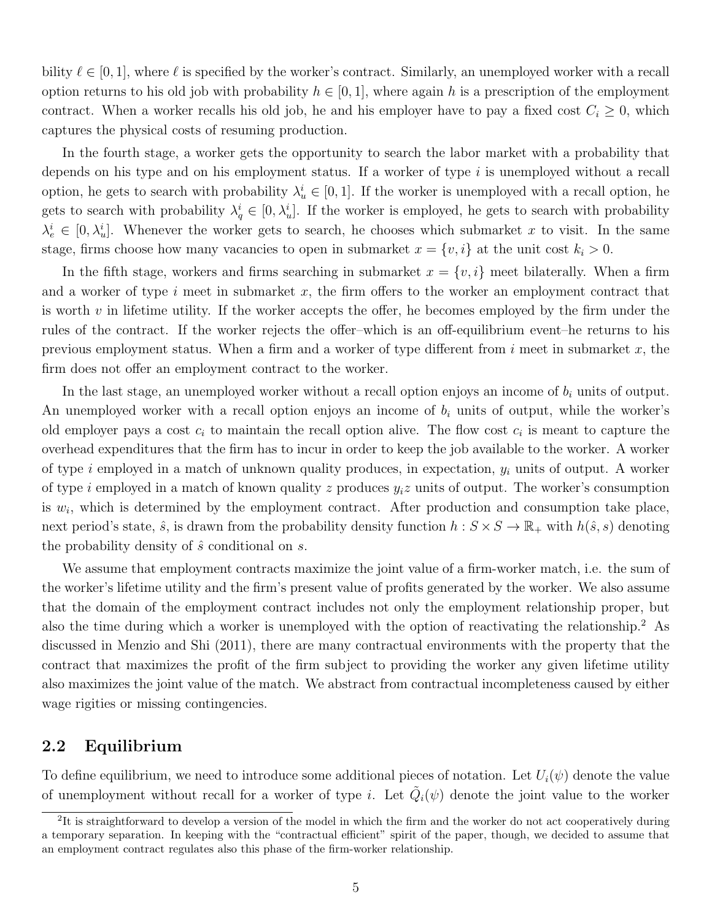bility $\ell \in [0, 1]$, where $\ell$ is specified by the worker's contract. Similarly, an unemployed worker with a recall option returns to his old job with probability $h \in [0, 1]$, where again $h$ is a prescription of the employment contract. When a worker recalls his old job, he and his employer have to pay a fixed cost $C_i \geq 0$, which captures the physical costs of resuming production.

In the fourth stage, a worker gets the opportunity to search the labor market with a probability that depends on his type and on his employment status. If a worker of type $i$ is unemployed without a recall option, he gets to search with probability $\lambda_u^i \in [0, 1]$. If the worker is unemployed with a recall option, he gets to search with probability $\lambda_q^i \in [0, \lambda_u^i]$. If the worker is employed, he gets to search with probability $\lambda_e^i \in [0, \lambda_u^i]$. Whenever the worker gets to search, he chooses which submarket $x$ to visit. In the same stage, firms choose how many vacancies to open in submarket $x = \{v, i\}$ at the unit cost $k_i > 0$.

In the fifth stage, workers and firms searching in submarket $x = \{v, i\}$ meet bilaterally. When a firm and a worker of type $i$ meet in submarket $x$, the firm offers to the worker an employment contract that is worth $v$ in lifetime utility. If the worker accepts the offer, he becomes employed by the firm under the rules of the contract. If the worker rejects the offer–which is an off-equilibrium event–he returns to his previous employment status. When a firm and a worker of type different from $i$ meet in submarket $x$, the firm does not offer an employment contract to the worker.

In the last stage, an unemployed worker without a recall option enjoys an income of $b_i$ units of output. An unemployed worker with a recall option enjoys an income of $b_i$ units of output, while the worker's old employer pays a cost $c_i$ to maintain the recall option alive. The flow cost $c_i$ is meant to capture the overhead expenditures that the firm has to incur in order to keep the job available to the worker. A worker of type $i$ employed in a match of unknown quality produces, in expectation, $y_i$ units of output. A worker of type $i$ employed in a match of known quality $z$ produces $y_i z$ units of output. The worker's consumption is $w_i$, which is determined by the employment contract. After production and consumption take place, next period's state, $\hat{s}$, is drawn from the probability density function $h : S \times S \to \mathbb{R}_+$ with $h(\hat{s}, s)$ denoting the probability density of $\hat{s}$ conditional on $s$.

We assume that employment contracts maximize the joint value of a firm-worker match, i.e. the sum of the worker's lifetime utility and the firm's present value of profits generated by the worker. We also assume that the domain of the employment contract includes not only the employment relationship proper, but also the time during which a worker is unemployed with the option of reactivating the relationship.[2] As discussed in Menzio and Shi (2011), there are many contractual environments with the property that the contract that maximizes the profit of the firm subject to providing the worker any given lifetime utility also maximizes the joint value of the match. We abstract from contractual incompleteness caused by either wage rigities or missing contingencies.

## 2.2 Equilibrium

To define equilibrium, we need to introduce some additional pieces of notation. Let $U_i(\psi)$ denote the value of unemployment without recall for a worker of type $i$. Let $\tilde{Q}_i(\psi)$ denote the joint value to the worker

[2] It is straightforward to develop a version of the model in which the firm and the worker do not act cooperatively during a temporary separation. In keeping with the "contractual efficient" spirit of the paper, though, we decided to assume that an employment contract regulates also this phase of the firm-worker relationship.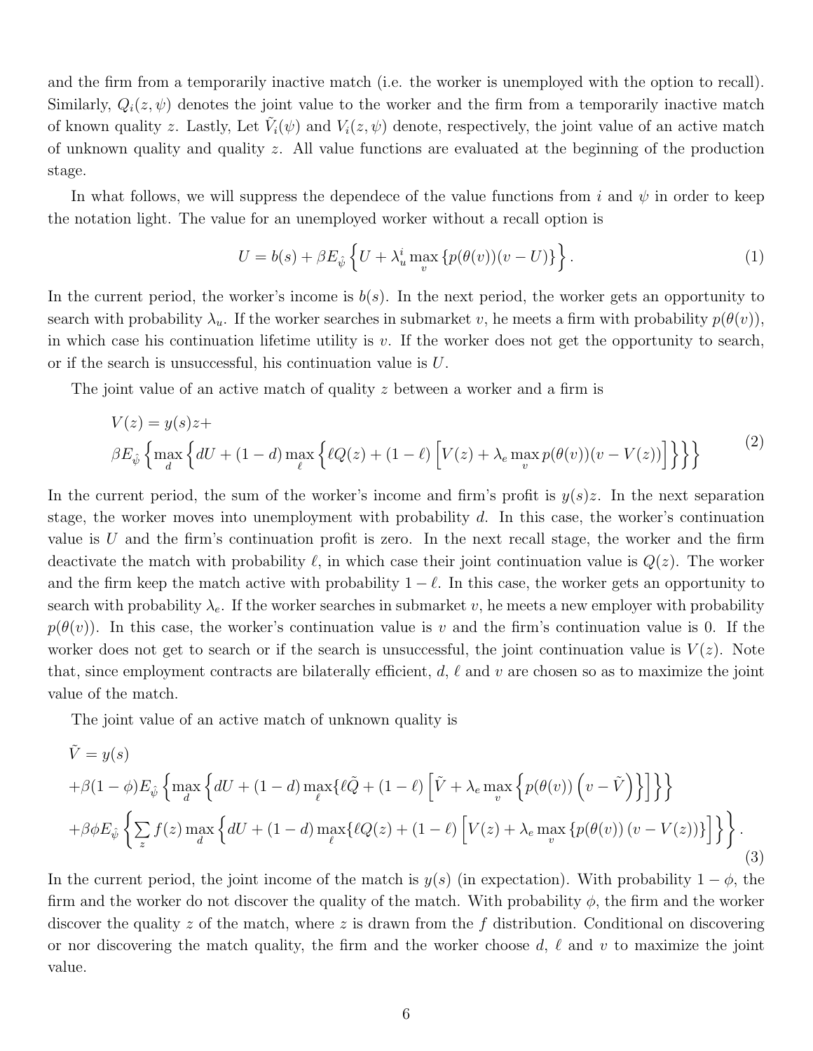and the firm from a temporarily inactive match (i.e. the worker is unemployed with the option to recall). Similarly, $Q_i(z, \psi)$ denotes the joint value to the worker and the firm from a temporarily inactive match of known quality $z$. Lastly, Let $\tilde{V}_i(\psi)$ and $V_i(z, \psi)$ denote, respectively, the joint value of an active match of unknown quality and quality $z$. All value functions are evaluated at the beginning of the production stage.

In what follows, we will suppress the dependece of the value functions from $i$ and $\psi$ in order to keep the notation light. The value for an unemployed worker without a recall option is

$$U = b(s) + \beta E_{\hat{\psi}} \left\{ U + \lambda_u^i \max_v \left\{ p(\theta(v))(v - U) \right\} \right\}. \tag{1}$$

In the current period, the worker's income is $b(s)$. In the next period, the worker gets an opportunity to search with probability $\lambda_u$. If the worker searches in submarket $v$, he meets a firm with probability $p(\theta(v))$, in which case his continuation lifetime utility is $v$. If the worker does not get the opportunity to search, or if the search is unsuccessful, his continuation value is $U$.

The joint value of an active match of quality $z$ between a worker and a firm is

$$\begin{aligned} &V(z) = y(s)z + \\ &\beta E_{\hat{\psi}} \left\{ \max_d \left\{ dU + (1-d) \max_\ell \left\{ \ell Q(z) + (1-\ell) \left[ V(z) + \lambda_e \max_v p(\theta(v))(v - V(z)) \right] \right\} \right\} \right\} \end{aligned} \tag{2}$$

In the current period, the sum of the worker's income and firm's profit is $y(s)z$. In the next separation stage, the worker moves into unemployment with probability $d$. In this case, the worker's continuation value is $U$ and the firm's continuation profit is zero. In the next recall stage, the worker and the firm deactivate the match with probability $\ell$, in which case their joint continuation value is $Q(z)$. The worker and the firm keep the match active with probability $1 - \ell$. In this case, the worker gets an opportunity to search with probability $\lambda_e$. If the worker searches in submarket $v$, he meets a new employer with probability $p(\theta(v))$. In this case, the worker's continuation value is $v$ and the firm's continuation value is 0. If the worker does not get to search or if the search is unsuccessful, the joint continuation value is $V(z)$. Note that, since employment contracts are bilaterally efficient, $d$, $\ell$ and $v$ are chosen so as to maximize the joint value of the match.

The joint value of an active match of unknown quality is

$$\begin{aligned} &\tilde{V} = y(s) \\ &+ \beta(1-\phi) E_{\hat{\psi}} \left\{ \max_d \left\{ dU + (1-d) \max_\ell \{ \ell \tilde{Q} + (1-\ell) \left[ \tilde{V} + \lambda_e \max_v \left\{ p(\theta(v)) \left( v - \tilde{V} \right) \right\} \right] \right\} \right\} \\ &+ \beta\phi E_{\hat{\psi}} \left\{ \sum_z f(z) \max_d \left\{ dU + (1-d) \max_\ell \{ \ell Q(z) + (1-\ell) \left[ V(z) + \lambda_e \max_v \left\{ p(\theta(v)) \left( v - V(z) \right) \right\} \right] \right\} \right\}. \end{aligned} \tag{3}$$

In the current period, the joint income of the match is $y(s)$ (in expectation). With probability $1 - \phi$, the firm and the worker do not discover the quality of the match. With probability $\phi$, the firm and the worker discover the quality $z$ of the match, where $z$ is drawn from the $f$ distribution. Conditional on discovering or nor discovering the match quality, the firm and the worker choose $d$, $\ell$ and $v$ to maximize the joint value.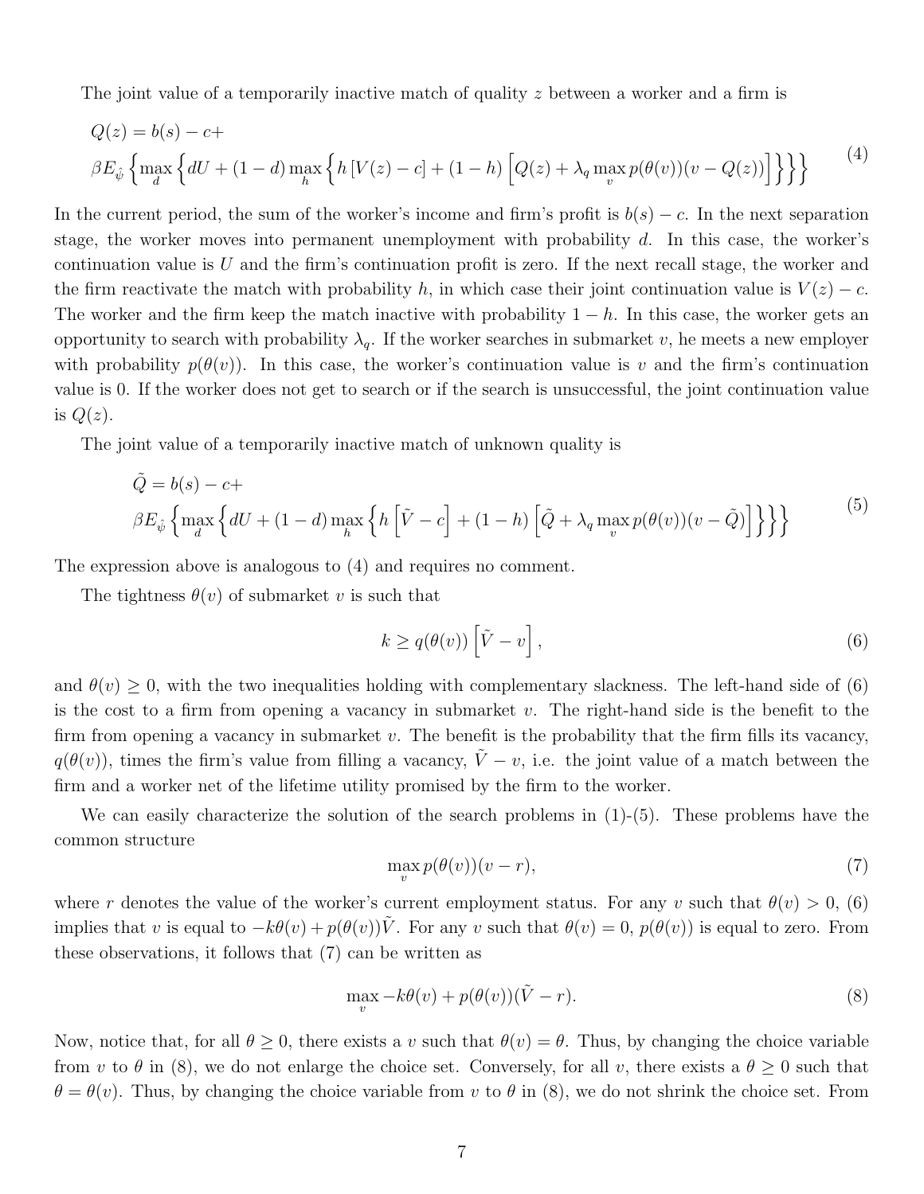The joint value of a temporarily inactive match of quality $z$ between a worker and a firm is

$$
\begin{aligned}
&Q(z) = b(s) - c + \\
&\beta E_{\hat{\psi}} \left\{ \max_d \left\{ dU + (1-d) \max_h \left\{ h \left[ V(z) - c \right] + (1-h) \left[ Q(z) + \lambda_q \max_v p(\theta(v))(v - Q(z)) \right] \right\} \right\} \right\}
\end{aligned}
\tag{4}
$$

In the current period, the sum of the worker's income and firm's profit is $b(s) - c$. In the next separation stage, the worker moves into permanent unemployment with probability $d$. In this case, the worker's continuation value is $U$ and the firm's continuation profit is zero. If the next recall stage, the worker and the firm reactivate the match with probability $h$, in which case their joint continuation value is $V(z) - c$. The worker and the firm keep the match inactive with probability $1 - h$. In this case, the worker gets an opportunity to search with probability $\lambda_q$. If the worker searches in submarket $v$, he meets a new employer with probability $p(\theta(v))$. In this case, the worker's continuation value is $v$ and the firm's continuation value is 0. If the worker does not get to search or if the search is unsuccessful, the joint continuation value is $Q(z)$.

The joint value of a temporarily inactive match of unknown quality is

$$
\begin{aligned}
&\tilde{Q} = b(s) - c + \\
&\beta E_{\hat{\psi}} \left\{ \max_d \left\{ dU + (1-d) \max_h \left\{ h \left[ \tilde{V} - c \right] + (1-h) \left[ \tilde{Q} + \lambda_q \max_v p(\theta(v))(v - \tilde{Q}) \right] \right\} \right\} \right\}
\end{aligned}
\tag{5}
$$

The expression above is analogous to (4) and requires no comment.

The tightness $\theta(v)$ of submarket $v$ is such that

$$
k \geq q(\theta(v)) \left[ \tilde{V} - v \right],
\tag{6}
$$

and $\theta(v) \geq 0$, with the two inequalities holding with complementary slackness. The left-hand side of (6) is the cost to a firm from opening a vacancy in submarket $v$. The right-hand side is the benefit to the firm from opening a vacancy in submarket $v$. The benefit is the probability that the firm fills its vacancy, $q(\theta(v))$, times the firm's value from filling a vacancy, $\tilde{V} - v$, i.e. the joint value of a match between the firm and a worker net of the lifetime utility promised by the firm to the worker.

We can easily characterize the solution of the search problems in (1)-(5). These problems have the common structure

$$
\max_v p(\theta(v))(v - r),
\tag{7}
$$

where $r$ denotes the value of the worker's current employment status. For any $v$ such that $\theta(v) > 0$, (6) implies that $v$ is equal to $-k\theta(v) + p(\theta(v))\tilde{V}$. For any $v$ such that $\theta(v) = 0$, $p(\theta(v))$ is equal to zero. From these observations, it follows that (7) can be written as

$$
\max_v -k\theta(v) + p(\theta(v))(\tilde{V} - r).
\tag{8}
$$

Now, notice that, for all $\theta \geq 0$, there exists a $v$ such that $\theta(v) = \theta$. Thus, by changing the choice variable from $v$ to $\theta$ in (8), we do not enlarge the choice set. Conversely, for all $v$, there exists a $\theta \geq 0$ such that $\theta = \theta(v)$. Thus, by changing the choice variable from $v$ to $\theta$ in (8), we do not shrink the choice set. From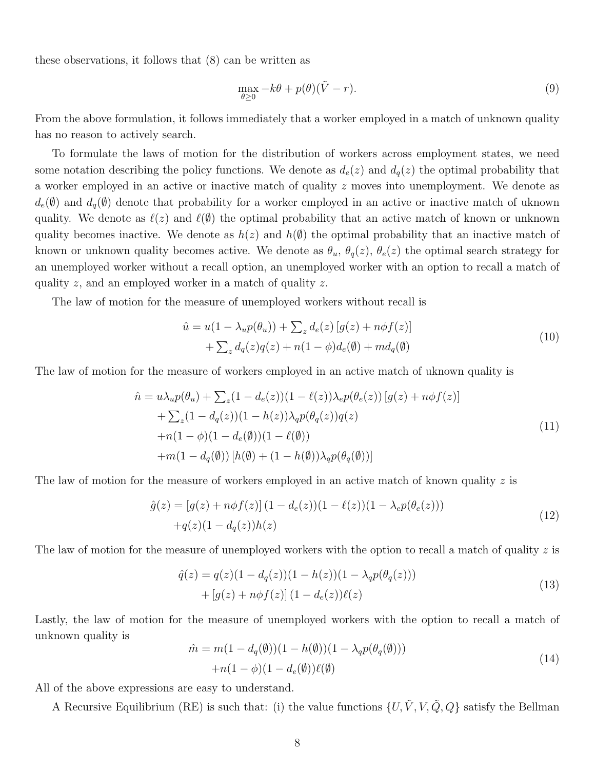these observations, it follows that (8) can be written as

$$\max_{\theta \geq 0} -k\theta + p(\theta)(\tilde{V} - r). \tag{9}$$

From the above formulation, it follows immediately that a worker employed in a match of unknown quality has no reason to actively search.

To formulate the laws of motion for the distribution of workers across employment states, we need some notation describing the policy functions. We denote as $d_e(z)$ and $d_q(z)$ the optimal probability that a worker employed in an active or inactive match of quality $z$ moves into unemployment. We denote as $d_e(\emptyset)$ and $d_q(\emptyset)$ denote that probability for a worker employed in an active or inactive match of uknown quality. We denote as $\ell(z)$ and $\ell(\emptyset)$ the optimal probability that an active match of known or unknown quality becomes inactive. We denote as $h(z)$ and $h(\emptyset)$ the optimal probability that an inactive match of known or unknown quality becomes active. We denote as $\theta_u$, $\theta_q(z)$, $\theta_e(z)$ the optimal search strategy for an unemployed worker without a recall option, an unemployed worker with an option to recall a match of quality $z$, and an employed worker in a match of quality $z$.

The law of motion for the measure of unemployed workers without recall is

$$\begin{aligned} \hat{u} = u(1 - \lambda_u p(\theta_u)) + \textstyle\sum_z d_e(z)\left[g(z) + n\phi f(z)\right] \\ + \textstyle\sum_z d_q(z)q(z) + n(1-\phi)d_e(\emptyset) + m d_q(\emptyset) \end{aligned} \tag{10}$$

The law of motion for the measure of workers employed in an active match of uknown quality is

$$\begin{aligned} \hat{n} = {} & u\lambda_u p(\theta_u) + \textstyle\sum_z (1 - d_e(z))(1 - \ell(z))\lambda_e p(\theta_e(z))\left[g(z) + n\phi f(z)\right] \\ & + \textstyle\sum_z (1 - d_q(z))(1 - h(z))\lambda_q p(\theta_q(z))q(z) \\ & + n(1-\phi)(1 - d_e(\emptyset))(1 - \ell(\emptyset)) \\ & + m(1 - d_q(\emptyset))\left[h(\emptyset) + (1 - h(\emptyset))\lambda_q p(\theta_q(\emptyset))\right] \end{aligned} \tag{11}$$

The law of motion for the measure of workers employed in an active match of known quality $z$ is

$$\begin{aligned} \hat{g}(z) = {} & \left[g(z) + n\phi f(z)\right](1 - d_e(z))(1 - \ell(z))(1 - \lambda_e p(\theta_e(z))) \\ & + q(z)(1 - d_q(z))h(z) \end{aligned} \tag{12}$$

The law of motion for the measure of unemployed workers with the option to recall a match of quality $z$ is

$$\begin{aligned} \hat{q}(z) = {} & q(z)(1 - d_q(z))(1 - h(z))(1 - \lambda_q p(\theta_q(z))) \\ & + \left[g(z) + n\phi f(z)\right](1 - d_e(z))\ell(z) \end{aligned} \tag{13}$$

Lastly, the law of motion for the measure of unemployed workers with the option to recall a match of unknown quality is

$$\begin{aligned} \hat{m} = {} & m(1 - d_q(\emptyset))(1 - h(\emptyset))(1 - \lambda_q p(\theta_q(\emptyset))) \\ & + n(1-\phi)(1 - d_e(\emptyset))\ell(\emptyset) \end{aligned} \tag{14}$$

All of the above expressions are easy to understand.

A Recursive Equilibrium (RE) is such that: (i) the value functions $\{U, \tilde{V}, V, \tilde{Q}, Q\}$ satisfy the Bellman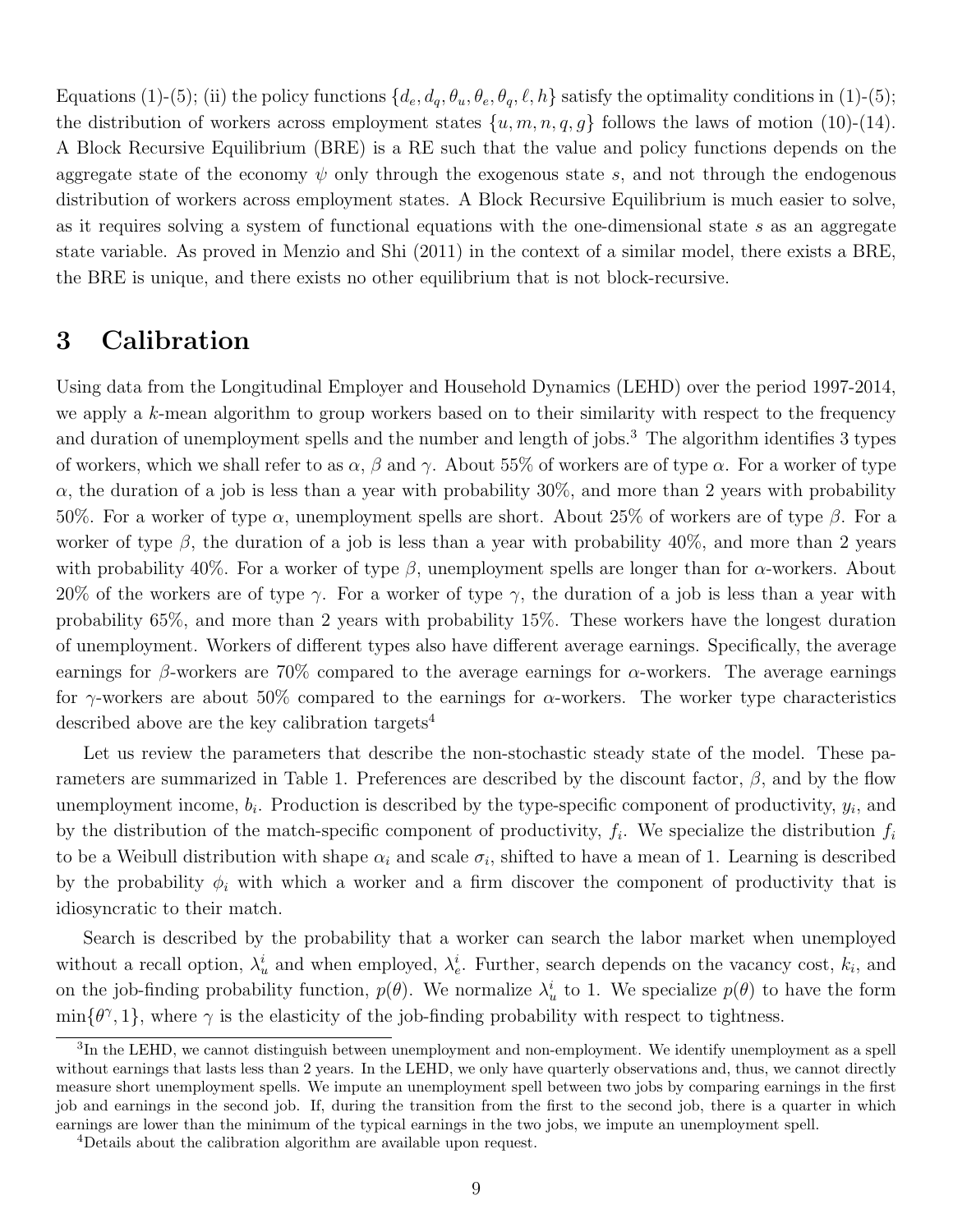Equations (1)-(5); (ii) the policy functions $\{d_e, d_q, \theta_u, \theta_e, \theta_q, \ell, h\}$ satisfy the optimality conditions in (1)-(5); the distribution of workers across employment states $\{u, m, n, q, g\}$ follows the laws of motion (10)-(14). A Block Recursive Equilibrium (BRE) is a RE such that the value and policy functions depends on the aggregate state of the economy $\psi$ only through the exogenous state $s$, and not through the endogenous distribution of workers across employment states. A Block Recursive Equilibrium is much easier to solve, as it requires solving a system of functional equations with the one-dimensional state $s$ as an aggregate state variable. As proved in Menzio and Shi (2011) in the context of a similar model, there exists a BRE, the BRE is unique, and there exists no other equilibrium that is not block-recursive.

# 3 Calibration

Using data from the Longitudinal Employer and Household Dynamics (LEHD) over the period 1997-2014, we apply a $k$-mean algorithm to group workers based on to their similarity with respect to the frequency and duration of unemployment spells and the number and length of jobs.[3] The algorithm identifies 3 types of workers, which we shall refer to as $\alpha$, $\beta$ and $\gamma$. About 55% of workers are of type $\alpha$. For a worker of type $\alpha$, the duration of a job is less than a year with probability 30%, and more than 2 years with probability 50%. For a worker of type $\alpha$, unemployment spells are short. About 25% of workers are of type $\beta$. For a worker of type $\beta$, the duration of a job is less than a year with probability 40%, and more than 2 years with probability 40%. For a worker of type $\beta$, unemployment spells are longer than for $\alpha$-workers. About 20% of the workers are of type $\gamma$. For a worker of type $\gamma$, the duration of a job is less than a year with probability 65%, and more than 2 years with probability 15%. These workers have the longest duration of unemployment. Workers of different types also have different average earnings. Specifically, the average earnings for $\beta$-workers are 70% compared to the average earnings for $\alpha$-workers. The average earnings for $\gamma$-workers are about 50% compared to the earnings for $\alpha$-workers. The worker type characteristics described above are the key calibration targets[4]

Let us review the parameters that describe the non-stochastic steady state of the model. These parameters are summarized in Table 1. Preferences are described by the discount factor, $\beta$, and by the flow unemployment income, $b_i$. Production is described by the type-specific component of productivity, $y_i$, and by the distribution of the match-specific component of productivity, $f_i$. We specialize the distribution $f_i$ to be a Weibull distribution with shape $\alpha_i$ and scale $\sigma_i$, shifted to have a mean of 1. Learning is described by the probability $\phi_i$ with which a worker and a firm discover the component of productivity that is idiosyncratic to their match.

Search is described by the probability that a worker can search the labor market when unemployed without a recall option, $\lambda_u^i$ and when employed, $\lambda_e^i$. Further, search depends on the vacancy cost, $k_i$, and on the job-finding probability function, $p(\theta)$. We normalize $\lambda_u^i$ to 1. We specialize $p(\theta)$ to have the form $\min\{\theta^\gamma, 1\}$, where $\gamma$ is the elasticity of the job-finding probability with respect to tightness.

[3] In the LEHD, we cannot distinguish between unemployment and non-employment. We identify unemployment as a spell without earnings that lasts less than 2 years. In the LEHD, we only have quarterly observations and, thus, we cannot directly measure short unemployment spells. We impute an unemployment spell between two jobs by comparing earnings in the first job and earnings in the second job. If, during the transition from the first to the second job, there is a quarter in which earnings are lower than the minimum of the typical earnings in the two jobs, we impute an unemployment spell.

[4] Details about the calibration algorithm are available upon request.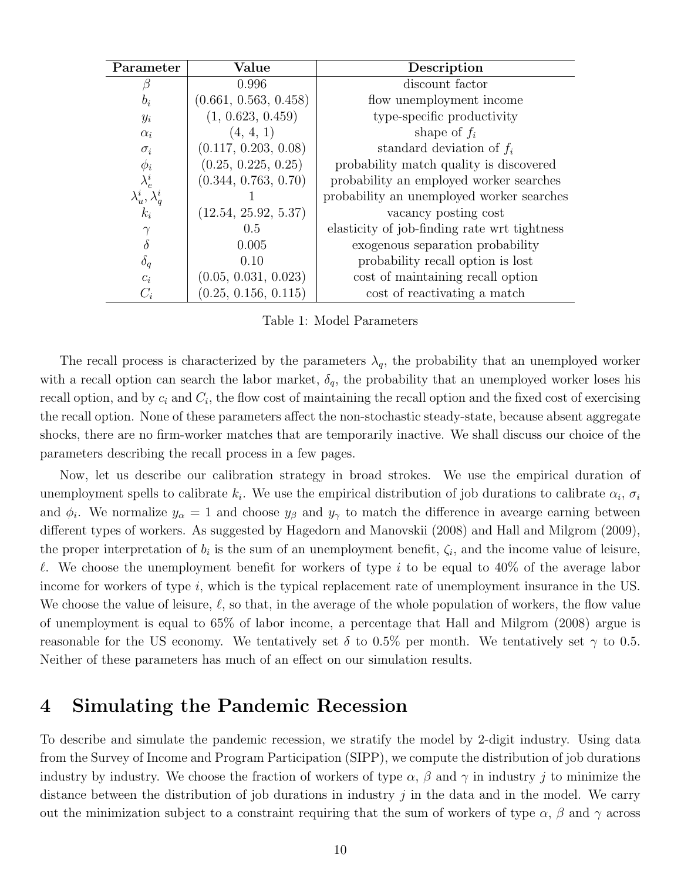| Parameter | Value | Description |
|---|---|---|
| $\beta$ | 0.996 | discount factor |
| $b_i$ | (0.661, 0.563, 0.458) | flow unemployment income |
| $y_i$ | (1, 0.623, 0.459) | type-specific productivity |
| $\alpha_i$ | (4, 4, 1) | shape of $f_i$ |
| $\sigma_i$ | (0.117, 0.203, 0.08) | standard deviation of $f_i$ |
| $\phi_i$ | (0.25, 0.225, 0.25) | probability match quality is discovered |
| $\lambda_e^i$ | (0.344, 0.763, 0.70) | probability an employed worker searches |
| $\lambda_u^i, \lambda_q^i$ | 1 | probability an unemployed worker searches |
| $k_i$ | (12.54, 25.92, 5.37) | vacancy posting cost |
| $\gamma$ | 0.5 | elasticity of job-finding rate wrt tightness |
| $\delta$ | 0.005 | exogenous separation probability |
| $\delta_q$ | 0.10 | probability recall option is lost |
| $c_i$ | (0.05, 0.031, 0.023) | cost of maintaining recall option |
| $C_i$ | (0.25, 0.156, 0.115) | cost of reactivating a match |

Table 1: Model Parameters

The recall process is characterized by the parameters $\lambda_q$, the probability that an unemployed worker with a recall option can search the labor market, $\delta_q$, the probability that an unemployed worker loses his recall option, and by $c_i$ and $C_i$, the flow cost of maintaining the recall option and the fixed cost of exercising the recall option. None of these parameters affect the non-stochastic steady-state, because absent aggregate shocks, there are no firm-worker matches that are temporarily inactive. We shall discuss our choice of the parameters describing the recall process in a few pages.

Now, let us describe our calibration strategy in broad strokes. We use the empirical duration of unemployment spells to calibrate $k_i$. We use the empirical distribution of job durations to calibrate $\alpha_i$, $\sigma_i$ and $\phi_i$. We normalize $y_\alpha = 1$ and choose $y_\beta$ and $y_\gamma$ to match the difference in avearge earning between different types of workers. As suggested by Hagedorn and Manovskii (2008) and Hall and Milgrom (2009), the proper interpretation of $b_i$ is the sum of an unemployment benefit, $\zeta_i$, and the income value of leisure, $\ell$. We choose the unemployment benefit for workers of type $i$ to be equal to 40% of the average labor income for workers of type $i$, which is the typical replacement rate of unemployment insurance in the US. We choose the value of leisure, $\ell$, so that, in the average of the whole population of workers, the flow value of unemployment is equal to 65% of labor income, a percentage that Hall and Milgrom (2008) argue is reasonable for the US economy. We tentatively set $\delta$ to 0.5% per month. We tentatively set $\gamma$ to 0.5. Neither of these parameters has much of an effect on our simulation results.

# 4 Simulating the Pandemic Recession

To describe and simulate the pandemic recession, we stratify the model by 2-digit industry. Using data from the Survey of Income and Program Participation (SIPP), we compute the distribution of job durations industry by industry. We choose the fraction of workers of type $\alpha$, $\beta$ and $\gamma$ in industry $j$ to minimize the distance between the distribution of job durations in industry $j$ in the data and in the model. We carry out the minimization subject to a constraint requiring that the sum of workers of type $\alpha$, $\beta$ and $\gamma$ across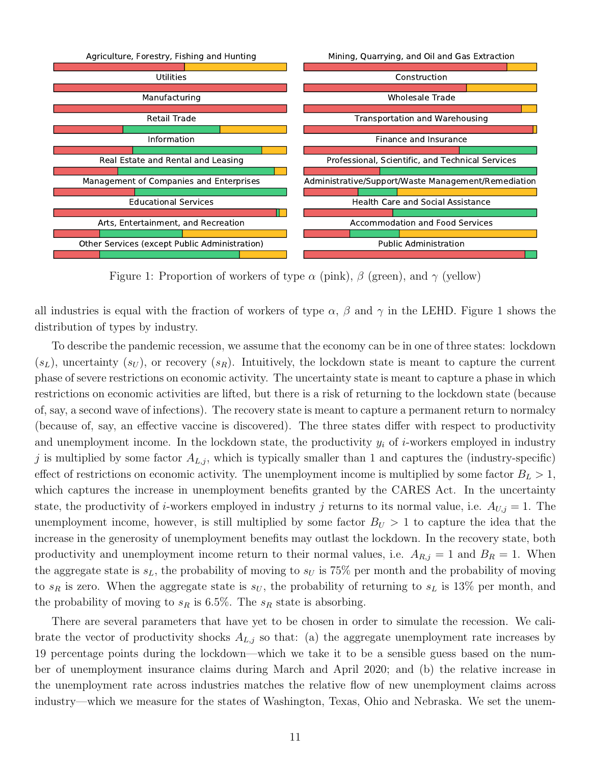Agriculture, Forestry, Fishing and Hunting

Mining, Quarrying, and Oil and Gas Extraction

Utilities

Construction

Manufacturing

Wholesale Trade

Retail Trade

Transportation and Warehousing

Information

Finance and Insurance

Real Estate and Rental and Leasing

Professional, Scientific, and Technical Services

Management of Companies and Enterprises

Administrative/Support/Waste Management/Remediation

Educational Services

Health Care and Social Assistance

Arts, Entertainment, and Recreation

Accommodation and Food Services

Other Services (except Public Administration)

Public Administration

Figure 1: Proportion of workers of type $\alpha$ (pink), $\beta$ (green), and $\gamma$ (yellow)

all industries is equal with the fraction of workers of type $\alpha$, $\beta$ and $\gamma$ in the LEHD. Figure 1 shows the distribution of types by industry.

To describe the pandemic recession, we assume that the economy can be in one of three states: lockdown ($s_L$), uncertainty ($s_U$), or recovery ($s_R$). Intuitively, the lockdown state is meant to capture the current phase of severe restrictions on economic activity. The uncertainty state is meant to capture a phase in which restrictions on economic activities are lifted, but there is a risk of returning to the lockdown state (because of, say, a second wave of infections). The recovery state is meant to capture a permanent return to normalcy (because of, say, an effective vaccine is discovered). The three states differ with respect to productivity and unemployment income. In the lockdown state, the productivity $y_i$ of $i$-workers employed in industry $j$ is multiplied by some factor $A_{L,j}$, which is typically smaller than 1 and captures the (industry-specific) effect of restrictions on economic activity. The unemployment income is multiplied by some factor $B_L > 1$, which captures the increase in unemployment benefits granted by the CARES Act. In the uncertainty state, the productivity of $i$-workers employed in industry $j$ returns to its normal value, i.e. $A_{U,j} = 1$. The unemployment income, however, is still multiplied by some factor $B_U > 1$ to capture the idea that the increase in the generosity of unemployment benefits may outlast the lockdown. In the recovery state, both productivity and unemployment income return to their normal values, i.e. $A_{R,j} = 1$ and $B_R = 1$. When the aggregate state is $s_L$, the probability of moving to $s_U$ is 75% per month and the probability of moving to $s_R$ is zero. When the aggregate state is $s_U$, the probability of returning to $s_L$ is 13% per month, and the probability of moving to $s_R$ is 6.5%. The $s_R$ state is absorbing.

There are several parameters that have yet to be chosen in order to simulate the recession. We calibrate the vector of productivity shocks $A_{L,j}$ so that: (a) the aggregate unemployment rate increases by 19 percentage points during the lockdown—which we take it to be a sensible guess based on the number of unemployment insurance claims during March and April 2020; and (b) the relative increase in the unemployment rate across industries matches the relative flow of new unemployment claims across industry—which we measure for the states of Washington, Texas, Ohio and Nebraska. We set the unem-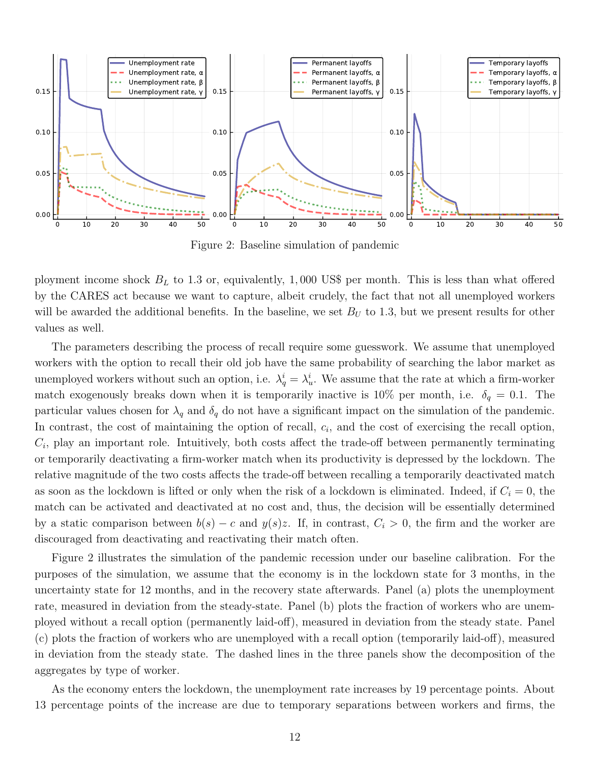Unemployment rate
Unemployment rate, α
Unemployment rate, β
Unemployment rate, γ

Permanent layoffs
Permanent layoffs, α
Permanent layoffs, β
Permanent layoffs, γ

Temporary layoffs
Temporary layoffs, α
Temporary layoffs, β
Temporary layoffs, γ

0.00 0.05 0.10 0.15

0 10 20 30 40 50

Figure 2: Baseline simulation of pandemic

ployment income shock $B_L$ to 1.3 or, equivalently, 1,000 US$ per month. This is less than what offered by the CARES act because we want to capture, albeit crudely, the fact that not all unemployed workers will be awarded the additional benefits. In the baseline, we set $B_U$ to 1.3, but we present results for other values as well.

The parameters describing the process of recall require some guesswork. We assume that unemployed workers with the option to recall their old job have the same probability of searching the labor market as unemployed workers without such an option, i.e. $\lambda_q^i = \lambda_u^i$. We assume that the rate at which a firm-worker match exogenously breaks down when it is temporarily inactive is 10% per month, i.e. $\delta_q = 0.1$. The particular values chosen for $\lambda_q$ and $\delta_q$ do not have a significant impact on the simulation of the pandemic. In contrast, the cost of maintaining the option of recall, $c_i$, and the cost of exercising the recall option, $C_i$, play an important role. Intuitively, both costs affect the trade-off between permanently terminating or temporarily deactivating a firm-worker match when its productivity is depressed by the lockdown. The relative magnitude of the two costs affects the trade-off between recalling a temporarily deactivated match as soon as the lockdown is lifted or only when the risk of a lockdown is eliminated. Indeed, if $C_i = 0$, the match can be activated and deactivated at no cost and, thus, the decision will be essentially determined by a static comparison between $b(s) - c$ and $y(s)z$. If, in contrast, $C_i > 0$, the firm and the worker are discouraged from deactivating and reactivating their match often.

Figure 2 illustrates the simulation of the pandemic recession under our baseline calibration. For the purposes of the simulation, we assume that the economy is in the lockdown state for 3 months, in the uncertainty state for 12 months, and in the recovery state afterwards. Panel (a) plots the unemployment rate, measured in deviation from the steady-state. Panel (b) plots the fraction of workers who are unemployed without a recall option (permanently laid-off), measured in deviation from the steady state. Panel (c) plots the fraction of workers who are unemployed with a recall option (temporarily laid-off), measured in deviation from the steady state. The dashed lines in the three panels show the decomposition of the aggregates by type of worker.

As the economy enters the lockdown, the unemployment rate increases by 19 percentage points. About 13 percentage points of the increase are due to temporary separations between workers and firms, the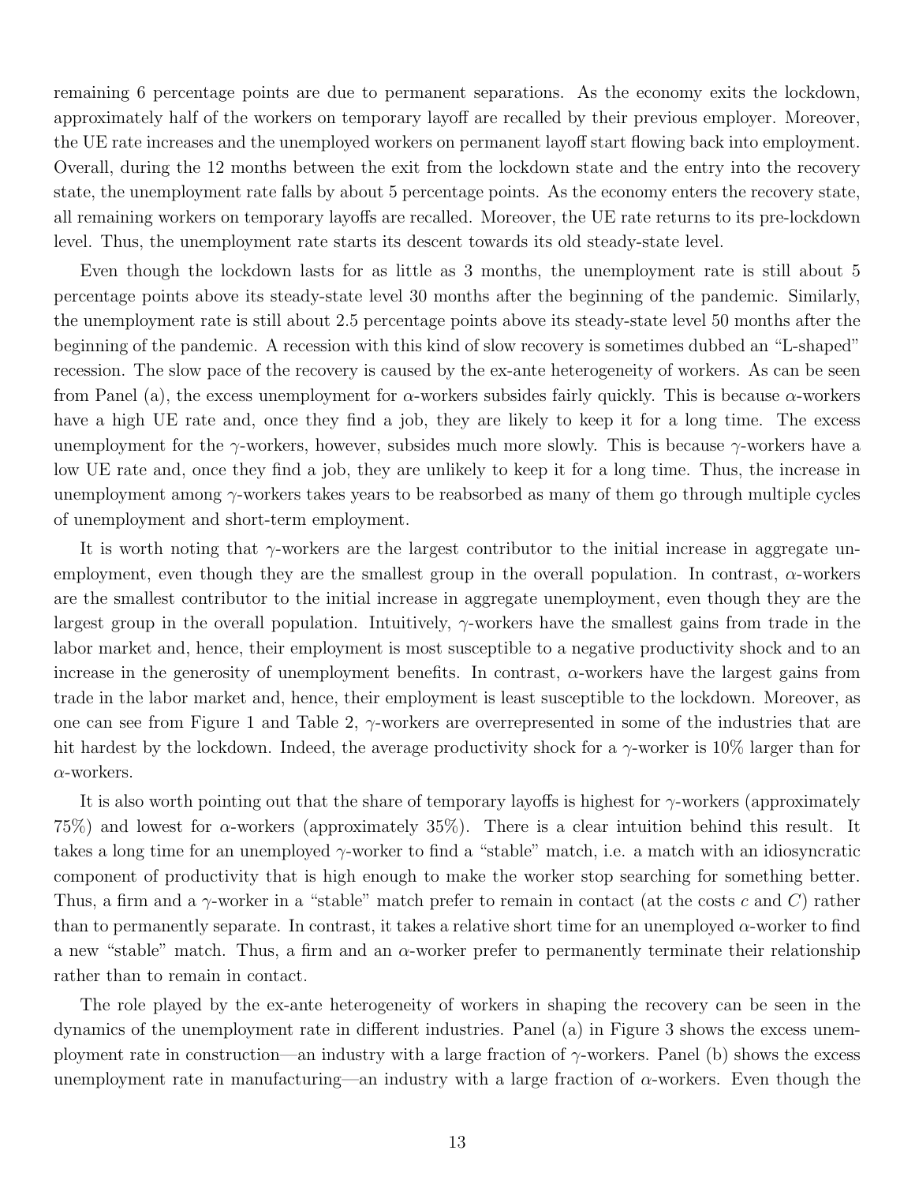remaining 6 percentage points are due to permanent separations. As the economy exits the lockdown, approximately half of the workers on temporary layoff are recalled by their previous employer. Moreover, the UE rate increases and the unemployed workers on permanent layoff start flowing back into employment. Overall, during the 12 months between the exit from the lockdown state and the entry into the recovery state, the unemployment rate falls by about 5 percentage points. As the economy enters the recovery state, all remaining workers on temporary layoffs are recalled. Moreover, the UE rate returns to its pre-lockdown level. Thus, the unemployment rate starts its descent towards its old steady-state level.

Even though the lockdown lasts for as little as 3 months, the unemployment rate is still about 5 percentage points above its steady-state level 30 months after the beginning of the pandemic. Similarly, the unemployment rate is still about 2.5 percentage points above its steady-state level 50 months after the beginning of the pandemic. A recession with this kind of slow recovery is sometimes dubbed an "L-shaped" recession. The slow pace of the recovery is caused by the ex-ante heterogeneity of workers. As can be seen from Panel (a), the excess unemployment for $\alpha$-workers subsides fairly quickly. This is because $\alpha$-workers have a high UE rate and, once they find a job, they are likely to keep it for a long time. The excess unemployment for the $\gamma$-workers, however, subsides much more slowly. This is because $\gamma$-workers have a low UE rate and, once they find a job, they are unlikely to keep it for a long time. Thus, the increase in unemployment among $\gamma$-workers takes years to be reabsorbed as many of them go through multiple cycles of unemployment and short-term employment.

It is worth noting that $\gamma$-workers are the largest contributor to the initial increase in aggregate unemployment, even though they are the smallest group in the overall population. In contrast, $\alpha$-workers are the smallest contributor to the initial increase in aggregate unemployment, even though they are the largest group in the overall population. Intuitively, $\gamma$-workers have the smallest gains from trade in the labor market and, hence, their employment is most susceptible to a negative productivity shock and to an increase in the generosity of unemployment benefits. In contrast, $\alpha$-workers have the largest gains from trade in the labor market and, hence, their employment is least susceptible to the lockdown. Moreover, as one can see from Figure 1 and Table 2, $\gamma$-workers are overrepresented in some of the industries that are hit hardest by the lockdown. Indeed, the average productivity shock for a $\gamma$-worker is 10% larger than for $\alpha$-workers.

It is also worth pointing out that the share of temporary layoffs is highest for $\gamma$-workers (approximately 75%) and lowest for $\alpha$-workers (approximately 35%). There is a clear intuition behind this result. It takes a long time for an unemployed $\gamma$-worker to find a "stable" match, i.e. a match with an idiosyncratic component of productivity that is high enough to make the worker stop searching for something better. Thus, a firm and a $\gamma$-worker in a "stable" match prefer to remain in contact (at the costs $c$ and $C$) rather than to permanently separate. In contrast, it takes a relative short time for an unemployed $\alpha$-worker to find a new "stable" match. Thus, a firm and an $\alpha$-worker prefer to permanently terminate their relationship rather than to remain in contact.

The role played by the ex-ante heterogeneity of workers in shaping the recovery can be seen in the dynamics of the unemployment rate in different industries. Panel (a) in Figure 3 shows the excess unemployment rate in construction—an industry with a large fraction of $\gamma$-workers. Panel (b) shows the excess unemployment rate in manufacturing—an industry with a large fraction of $\alpha$-workers. Even though the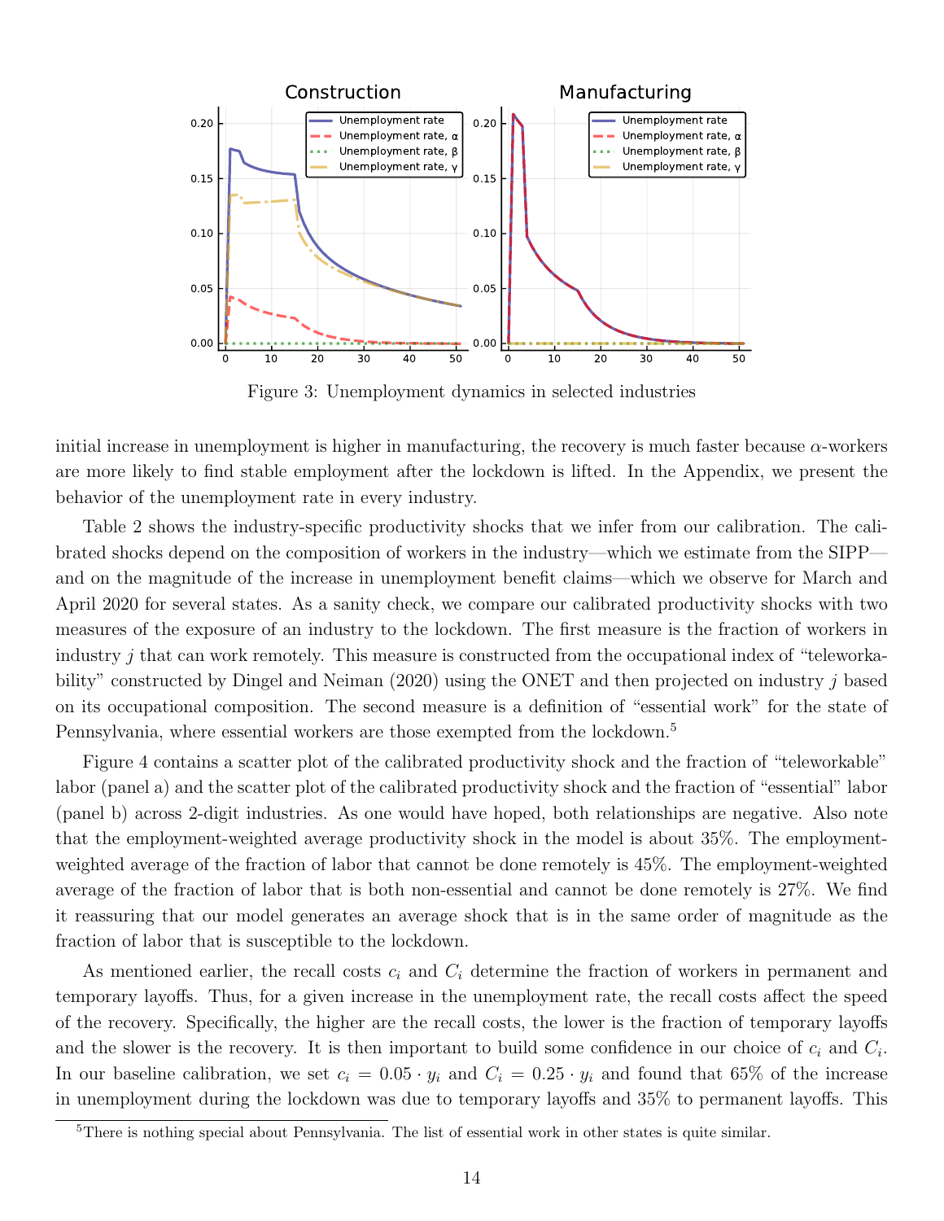Construction

Manufacturing

Unemployment rate

Unemployment rate, α

Unemployment rate, β

Unemployment rate, γ

0.00 0.05 0.10 0.15 0.20

0 10 20 30 40 50

Figure 3: Unemployment dynamics in selected industries

initial increase in unemployment is higher in manufacturing, the recovery is much faster because $\alpha$-workers are more likely to find stable employment after the lockdown is lifted. In the Appendix, we present the behavior of the unemployment rate in every industry.

Table 2 shows the industry-specific productivity shocks that we infer from our calibration. The calibrated shocks depend on the composition of workers in the industry—which we estimate from the SIPP—and on the magnitude of the increase in unemployment benefit claims—which we observe for March and April 2020 for several states. As a sanity check, we compare our calibrated productivity shocks with two measures of the exposure of an industry to the lockdown. The first measure is the fraction of workers in industry $j$ that can work remotely. This measure is constructed from the occupational index of "teleworkability" constructed by Dingel and Neiman (2020) using the ONET and then projected on industry $j$ based on its occupational composition. The second measure is a definition of "essential work" for the state of Pennsylvania, where essential workers are those exempted from the lockdown.[5]

Figure 4 contains a scatter plot of the calibrated productivity shock and the fraction of "teleworkable" labor (panel a) and the scatter plot of the calibrated productivity shock and the fraction of "essential" labor (panel b) across 2-digit industries. As one would have hoped, both relationships are negative. Also note that the employment-weighted average productivity shock in the model is about 35%. The employment-weighted average of the fraction of labor that cannot be done remotely is 45%. The employment-weighted average of the fraction of labor that is both non-essential and cannot be done remotely is 27%. We find it reassuring that our model generates an average shock that is in the same order of magnitude as the fraction of labor that is susceptible to the lockdown.

As mentioned earlier, the recall costs $c_i$ and $C_i$ determine the fraction of workers in permanent and temporary layoffs. Thus, for a given increase in the unemployment rate, the recall costs affect the speed of the recovery. Specifically, the higher are the recall costs, the lower is the fraction of temporary layoffs and the slower is the recovery. It is then important to build some confidence in our choice of $c_i$ and $C_i$. In our baseline calibration, we set $c_i = 0.05 \cdot y_i$ and $C_i = 0.25 \cdot y_i$ and found that 65% of the increase in unemployment during the lockdown was due to temporary layoffs and 35% to permanent layoffs. This

[5] There is nothing special about Pennsylvania. The list of essential work in other states is quite similar.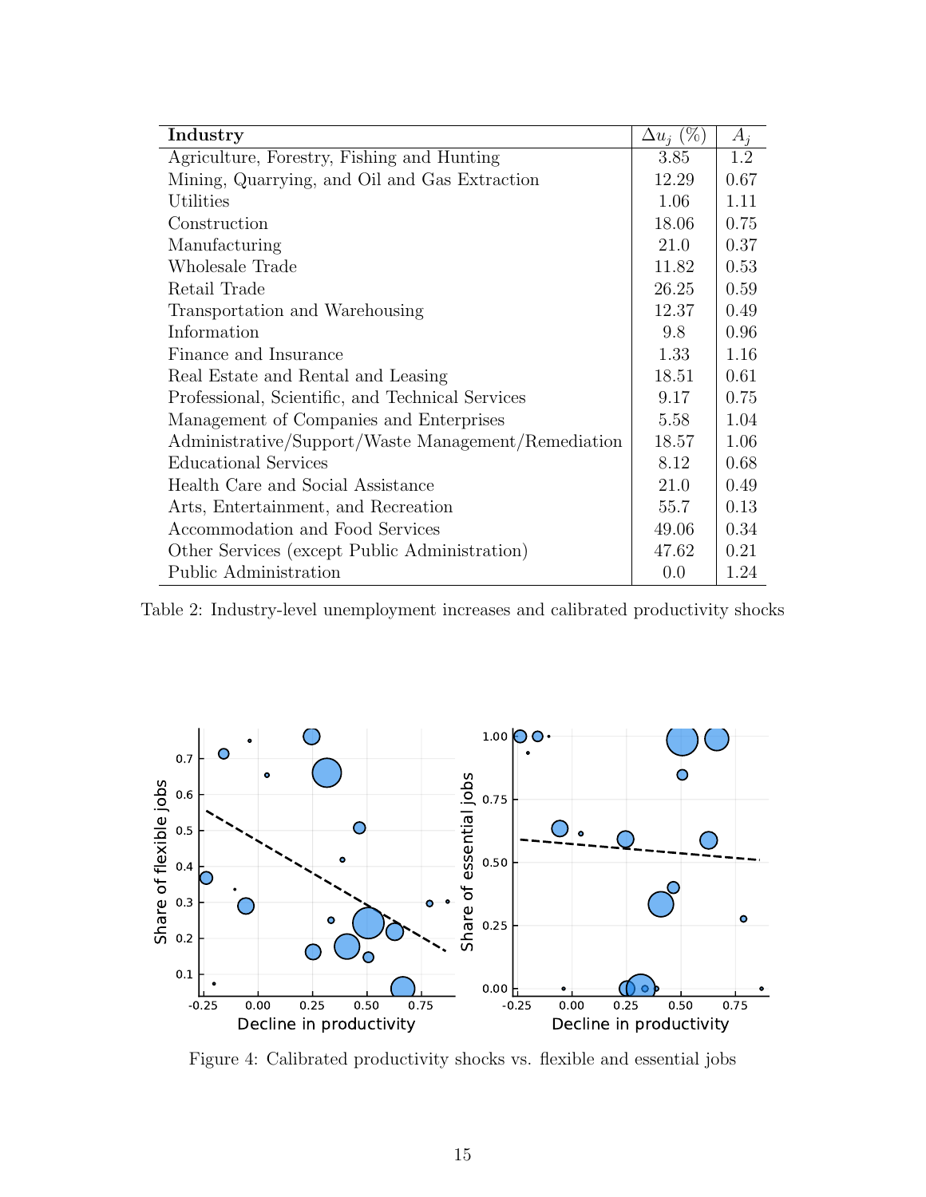| Industry | $\Delta u_j$ (%) | $A_j$ |
|---|---|---|
| Agriculture, Forestry, Fishing and Hunting | 3.85 | 1.2 |
| Mining, Quarrying, and Oil and Gas Extraction | 12.29 | 0.67 |
| Utilities | 1.06 | 1.11 |
| Construction | 18.06 | 0.75 |
| Manufacturing | 21.0 | 0.37 |
| Wholesale Trade | 11.82 | 0.53 |
| Retail Trade | 26.25 | 0.59 |
| Transportation and Warehousing | 12.37 | 0.49 |
| Information | 9.8 | 0.96 |
| Finance and Insurance | 1.33 | 1.16 |
| Real Estate and Rental and Leasing | 18.51 | 0.61 |
| Professional, Scientific, and Technical Services | 9.17 | 0.75 |
| Management of Companies and Enterprises | 5.58 | 1.04 |
| Administrative/Support/Waste Management/Remediation | 18.57 | 1.06 |
| Educational Services | 8.12 | 0.68 |
| Health Care and Social Assistance | 21.0 | 0.49 |
| Arts, Entertainment, and Recreation | 55.7 | 0.13 |
| Accommodation and Food Services | 49.06 | 0.34 |
| Other Services (except Public Administration) | 47.62 | 0.21 |
| Public Administration | 0.0 | 1.24 |

Table 2: Industry-level unemployment increases and calibrated productivity shocks

Share of flexible jobs

0.1
0.2
0.3
0.4
0.5
0.6
0.7

-0.25
0.00
0.25
0.50
0.75

Decline in productivity

Share of essential jobs

0.00
0.25
0.50
0.75
1.00

-0.25
0.00
0.25
0.50
0.75

Decline in productivity

Figure 4: Calibrated productivity shocks vs. flexible and essential jobs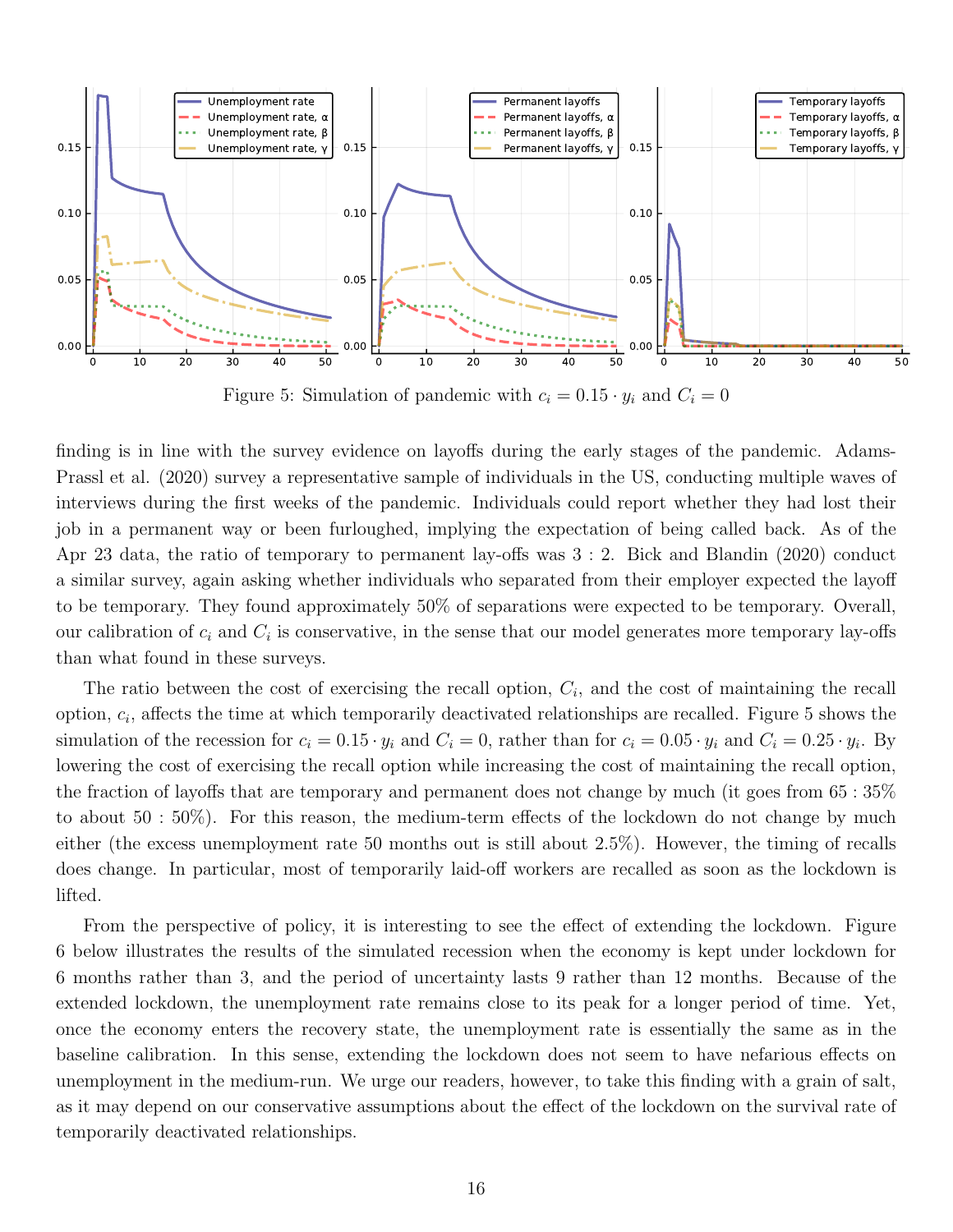Unemployment rate
Unemployment rate, α
Unemployment rate, β
Unemployment rate, γ

0.15
0.10
0.05
0.00

0 10 20 30 40 50

Permanent layoffs
Permanent layoffs, α
Permanent layoffs, β
Permanent layoffs, γ

0.15
0.10
0.05
0.00

0 10 20 30 40 50

Temporary layoffs
Temporary layoffs, α
Temporary layoffs, β
Temporary layoffs, γ

0.15
0.10
0.05
0.00

0 10 20 30 40 50

Figure 5: Simulation of pandemic with $c_i = 0.15 \cdot y_i$ and $C_i = 0$

finding is in line with the survey evidence on layoffs during the early stages of the pandemic. Adams-Prassl et al. (2020) survey a representative sample of individuals in the US, conducting multiple waves of interviews during the first weeks of the pandemic. Individuals could report whether they had lost their job in a permanent way or been furloughed, implying the expectation of being called back. As of the Apr 23 data, the ratio of temporary to permanent lay-offs was 3 : 2. Bick and Blandin (2020) conduct a similar survey, again asking whether individuals who separated from their employer expected the layoff to be temporary. They found approximately 50% of separations were expected to be temporary. Overall, our calibration of $c_i$ and $C_i$ is conservative, in the sense that our model generates more temporary lay-offs than what found in these surveys.

The ratio between the cost of exercising the recall option, $C_i$, and the cost of maintaining the recall option, $c_i$, affects the time at which temporarily deactivated relationships are recalled. Figure 5 shows the simulation of the recession for $c_i = 0.15 \cdot y_i$ and $C_i = 0$, rather than for $c_i = 0.05 \cdot y_i$ and $C_i = 0.25 \cdot y_i$. By lowering the cost of exercising the recall option while increasing the cost of maintaining the recall option, the fraction of layoffs that are temporary and permanent does not change by much (it goes from 65 : 35% to about 50 : 50%). For this reason, the medium-term effects of the lockdown do not change by much either (the excess unemployment rate 50 months out is still about 2.5%). However, the timing of recalls does change. In particular, most of temporarily laid-off workers are recalled as soon as the lockdown is lifted.

From the perspective of policy, it is interesting to see the effect of extending the lockdown. Figure 6 below illustrates the results of the simulated recession when the economy is kept under lockdown for 6 months rather than 3, and the period of uncertainty lasts 9 rather than 12 months. Because of the extended lockdown, the unemployment rate remains close to its peak for a longer period of time. Yet, once the economy enters the recovery state, the unemployment rate is essentially the same as in the baseline calibration. In this sense, extending the lockdown does not seem to have nefarious effects on unemployment in the medium-run. We urge our readers, however, to take this finding with a grain of salt, as it may depend on our conservative assumptions about the effect of the lockdown on the survival rate of temporarily deactivated relationships.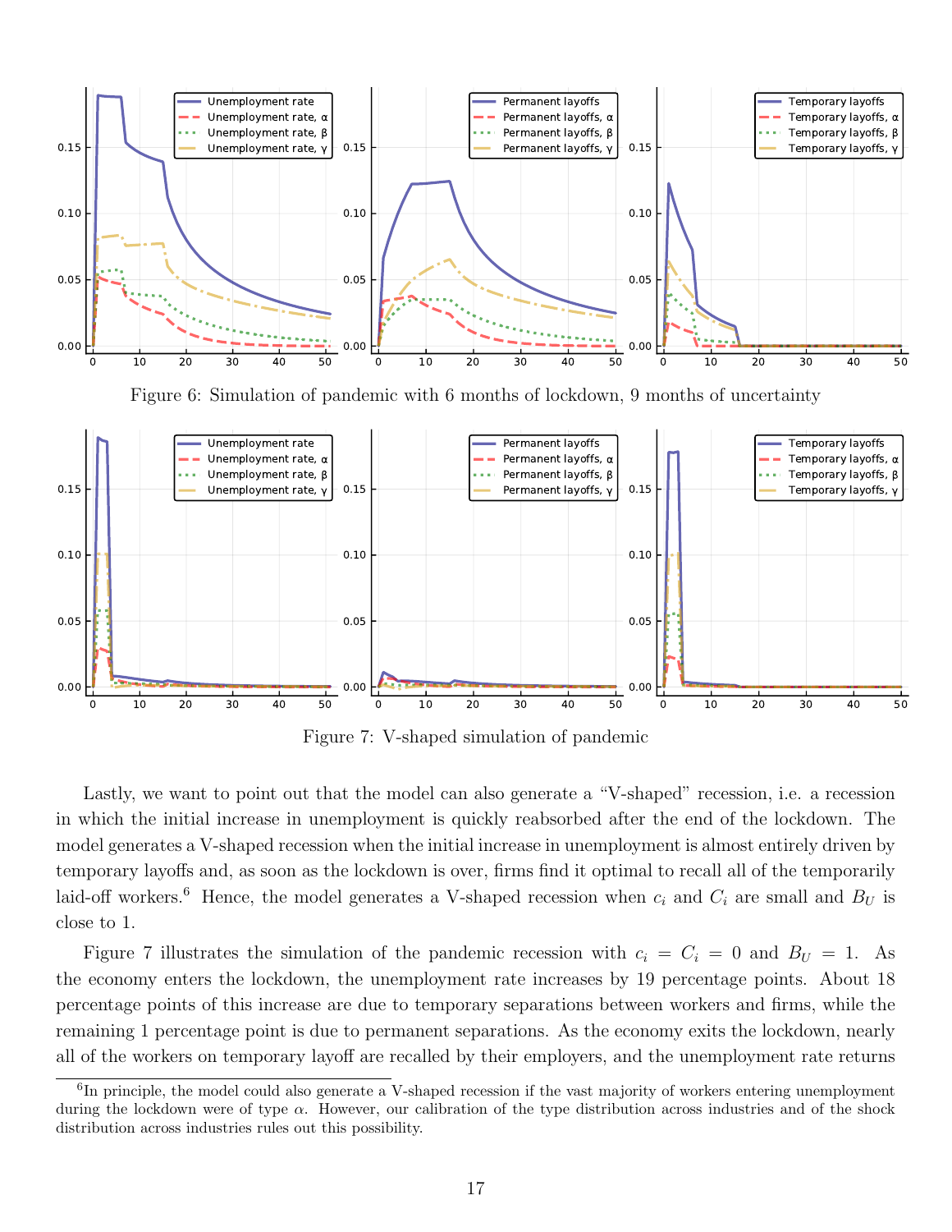Unemployment rate
Unemployment rate, α
Unemployment rate, β
Unemployment rate, γ

0.15
0.10
0.05
0.00

0 10 20 30 40 50

Permanent layoffs
Permanent layoffs, α
Permanent layoffs, β
Permanent layoffs, γ

0.15
0.10
0.05
0.00

0 10 20 30 40 50

Temporary layoffs
Temporary layoffs, α
Temporary layoffs, β
Temporary layoffs, γ

0.15
0.10
0.05
0.00

0 10 20 30 40 50

Figure 6: Simulation of pandemic with 6 months of lockdown, 9 months of uncertainty

Unemployment rate
Unemployment rate, α
Unemployment rate, β
Unemployment rate, γ

0.15
0.10
0.05
0.00

0 10 20 30 40 50

Permanent layoffs
Permanent layoffs, α
Permanent layoffs, β
Permanent layoffs, γ

0.15
0.10
0.05
0.00

0 10 20 30 40 50

Temporary layoffs
Temporary layoffs, α
Temporary layoffs, β
Temporary layoffs, γ

0.15
0.10
0.05
0.00

0 10 20 30 40 50

Figure 7: V-shaped simulation of pandemic

Lastly, we want to point out that the model can also generate a "V-shaped" recession, i.e. a recession in which the initial increase in unemployment is quickly reabsorbed after the end of the lockdown. The model generates a V-shaped recession when the initial increase in unemployment is almost entirely driven by temporary layoffs and, as soon as the lockdown is over, firms find it optimal to recall all of the temporarily laid-off workers.[6] Hence, the model generates a V-shaped recession when $c_i$ and $C_i$ are small and $B_U$ is close to 1.

Figure 7 illustrates the simulation of the pandemic recession with $c_i = C_i = 0$ and $B_U = 1$. As the economy enters the lockdown, the unemployment rate increases by 19 percentage points. About 18 percentage points of this increase are due to temporary separations between workers and firms, while the remaining 1 percentage point is due to permanent separations. As the economy exits the lockdown, nearly all of the workers on temporary layoff are recalled by their employers, and the unemployment rate returns

[6]In principle, the model could also generate a V-shaped recession if the vast majority of workers entering unemployment during the lockdown were of type $\alpha$. However, our calibration of the type distribution across industries and of the shock distribution across industries rules out this possibility.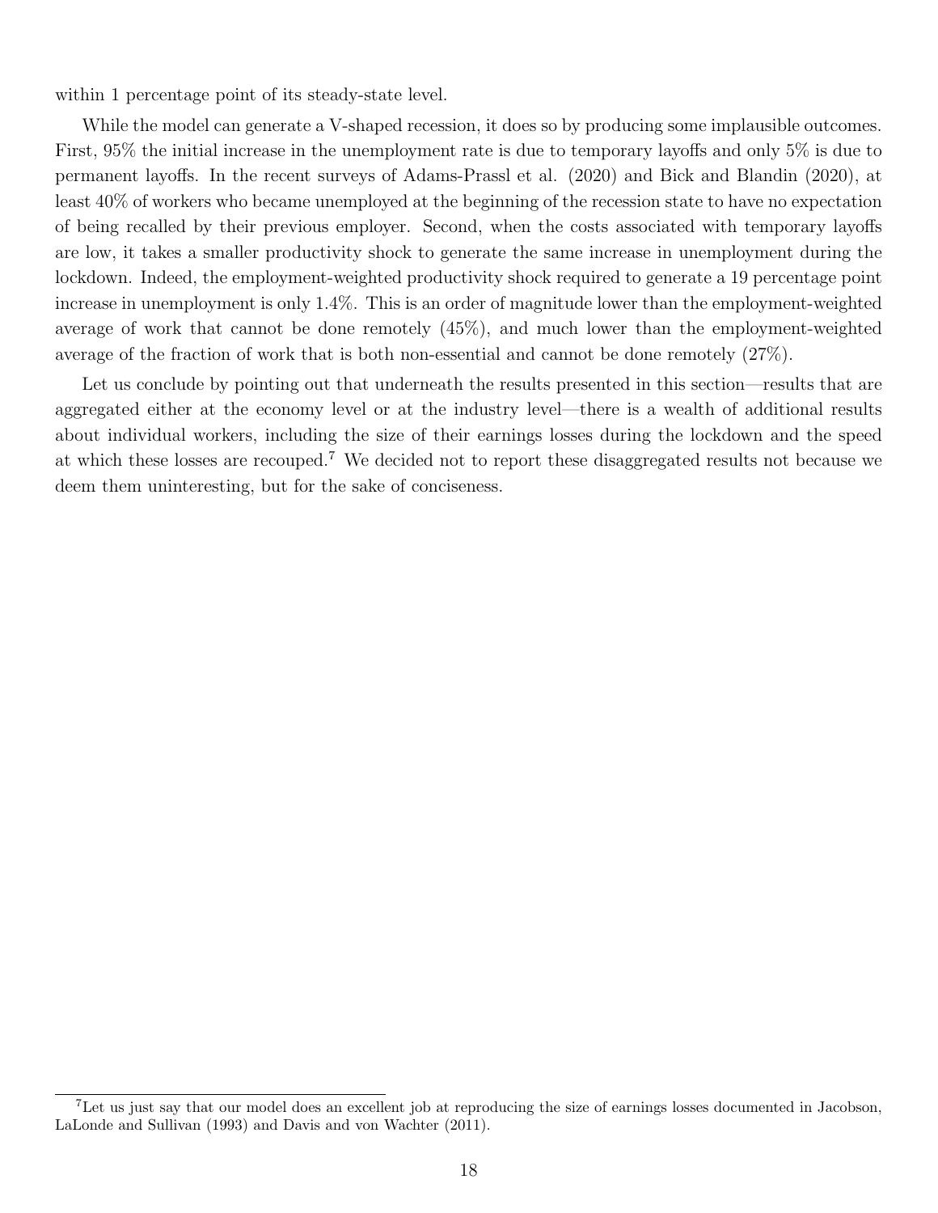within 1 percentage point of its steady-state level.

While the model can generate a V-shaped recession, it does so by producing some implausible outcomes. First, 95% the initial increase in the unemployment rate is due to temporary layoffs and only 5% is due to permanent layoffs. In the recent surveys of Adams-Prassl et al. (2020) and Bick and Blandin (2020), at least 40% of workers who became unemployed at the beginning of the recession state to have no expectation of being recalled by their previous employer. Second, when the costs associated with temporary layoffs are low, it takes a smaller productivity shock to generate the same increase in unemployment during the lockdown. Indeed, the employment-weighted productivity shock required to generate a 19 percentage point increase in unemployment is only 1.4%. This is an order of magnitude lower than the employment-weighted average of work that cannot be done remotely (45%), and much lower than the employment-weighted average of the fraction of work that is both non-essential and cannot be done remotely (27%).

Let us conclude by pointing out that underneath the results presented in this section—results that are aggregated either at the economy level or at the industry level—there is a wealth of additional results about individual workers, including the size of their earnings losses during the lockdown and the speed at which these losses are recouped.[7] We decided not to report these disaggregated results not because we deem them uninteresting, but for the sake of conciseness.

[7] Let us just say that our model does an excellent job at reproducing the size of earnings losses documented in Jacobson, LaLonde and Sullivan (1993) and Davis and von Wachter (2011).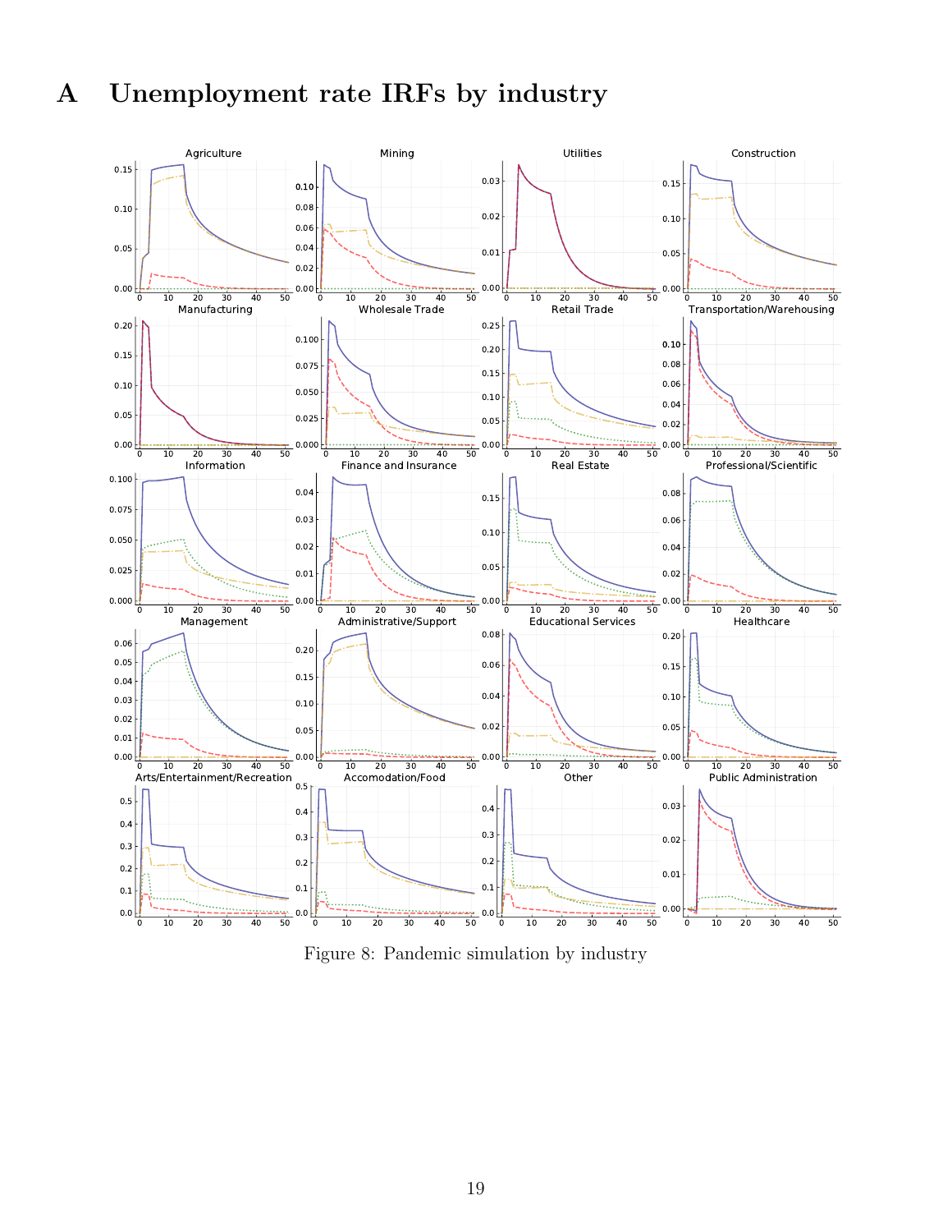# A Unemployment rate IRFs by industry

Figure 8: Pandemic simulation by industry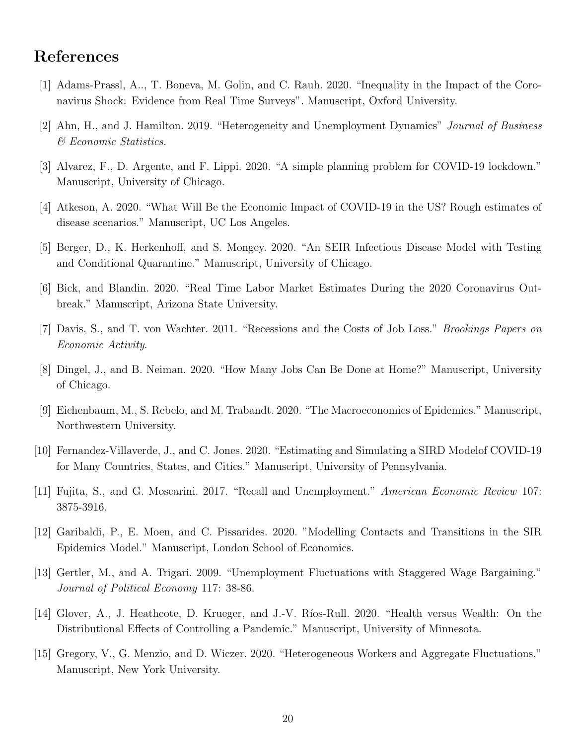# References

[1] Adams-Prassl, A.., T. Boneva, M. Golin, and C. Rauh. 2020. "Inequality in the Impact of the Coronavirus Shock: Evidence from Real Time Surveys". Manuscript, Oxford University.

[2] Ahn, H., and J. Hamilton. 2019. "Heterogeneity and Unemployment Dynamics" *Journal of Business & Economic Statistics.*

[3] Alvarez, F., D. Argente, and F. Lippi. 2020. "A simple planning problem for COVID-19 lockdown." Manuscript, University of Chicago.

[4] Atkeson, A. 2020. "What Will Be the Economic Impact of COVID-19 in the US? Rough estimates of disease scenarios." Manuscript, UC Los Angeles.

[5] Berger, D., K. Herkenhoff, and S. Mongey. 2020. "An SEIR Infectious Disease Model with Testing and Conditional Quarantine." Manuscript, University of Chicago.

[6] Bick, and Blandin. 2020. "Real Time Labor Market Estimates During the 2020 Coronavirus Outbreak." Manuscript, Arizona State University.

[7] Davis, S., and T. von Wachter. 2011. "Recessions and the Costs of Job Loss." *Brookings Papers on Economic Activity.*

[8] Dingel, J., and B. Neiman. 2020. "How Many Jobs Can Be Done at Home?" Manuscript, University of Chicago.

[9] Eichenbaum, M., S. Rebelo, and M. Trabandt. 2020. "The Macroeconomics of Epidemics." Manuscript, Northwestern University.

[10] Fernandez-Villaverde, J., and C. Jones. 2020. "Estimating and Simulating a SIRD Modelof COVID-19 for Many Countries, States, and Cities." Manuscript, University of Pennsylvania.

[11] Fujita, S., and G. Moscarini. 2017. "Recall and Unemployment." *American Economic Review* 107: 3875-3916.

[12] Garibaldi, P., E. Moen, and C. Pissarides. 2020. "Modelling Contacts and Transitions in the SIR Epidemics Model." Manuscript, London School of Economics.

[13] Gertler, M., and A. Trigari. 2009. "Unemployment Fluctuations with Staggered Wage Bargaining." *Journal of Political Economy* 117: 38-86.

[14] Glover, A., J. Heathcote, D. Krueger, and J.-V. Ríos-Rull. 2020. "Health versus Wealth: On the Distributional Effects of Controlling a Pandemic." Manuscript, University of Minnesota.

[15] Gregory, V., G. Menzio, and D. Wiczer. 2020. "Heterogeneous Workers and Aggregate Fluctuations." Manuscript, New York University.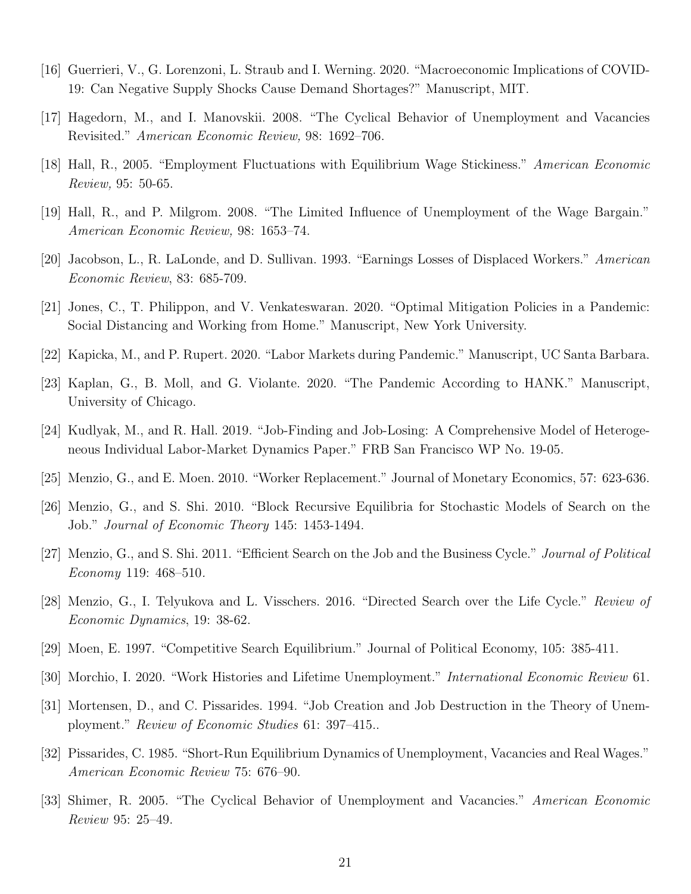[16] Guerrieri, V., G. Lorenzoni, L. Straub and I. Werning. 2020. "Macroeconomic Implications of COVID-19: Can Negative Supply Shocks Cause Demand Shortages?" Manuscript, MIT.

[17] Hagedorn, M., and I. Manovskii. 2008. "The Cyclical Behavior of Unemployment and Vacancies Revisited." *American Economic Review,* 98: 1692–706.

[18] Hall, R., 2005. "Employment Fluctuations with Equilibrium Wage Stickiness." *American Economic Review,* 95: 50-65.

[19] Hall, R., and P. Milgrom. 2008. "The Limited Influence of Unemployment of the Wage Bargain." *American Economic Review,* 98: 1653–74.

[20] Jacobson, L., R. LaLonde, and D. Sullivan. 1993. "Earnings Losses of Displaced Workers." *American Economic Review*, 83: 685-709.

[21] Jones, C., T. Philippon, and V. Venkateswaran. 2020. "Optimal Mitigation Policies in a Pandemic: Social Distancing and Working from Home." Manuscript, New York University.

[22] Kapicka, M., and P. Rupert. 2020. "Labor Markets during Pandemic." Manuscript, UC Santa Barbara.

[23] Kaplan, G., B. Moll, and G. Violante. 2020. "The Pandemic According to HANK." Manuscript, University of Chicago.

[24] Kudlyak, M., and R. Hall. 2019. "Job-Finding and Job-Losing: A Comprehensive Model of Heterogeneous Individual Labor-Market Dynamics Paper." FRB San Francisco WP No. 19-05.

[25] Menzio, G., and E. Moen. 2010. "Worker Replacement." Journal of Monetary Economics, 57: 623-636.

[26] Menzio, G., and S. Shi. 2010. "Block Recursive Equilibria for Stochastic Models of Search on the Job." *Journal of Economic Theory* 145: 1453-1494.

[27] Menzio, G., and S. Shi. 2011. "Efficient Search on the Job and the Business Cycle." *Journal of Political Economy* 119: 468–510.

[28] Menzio, G., I. Telyukova and L. Visschers. 2016. "Directed Search over the Life Cycle." *Review of Economic Dynamics*, 19: 38-62.

[29] Moen, E. 1997. "Competitive Search Equilibrium." Journal of Political Economy, 105: 385-411.

[30] Morchio, I. 2020. "Work Histories and Lifetime Unemployment." *International Economic Review* 61.

[31] Mortensen, D., and C. Pissarides. 1994. "Job Creation and Job Destruction in the Theory of Unemployment." *Review of Economic Studies* 61: 397–415..

[32] Pissarides, C. 1985. "Short-Run Equilibrium Dynamics of Unemployment, Vacancies and Real Wages." *American Economic Review* 75: 676–90.

[33] Shimer, R. 2005. "The Cyclical Behavior of Unemployment and Vacancies." *American Economic Review* 95: 25–49.